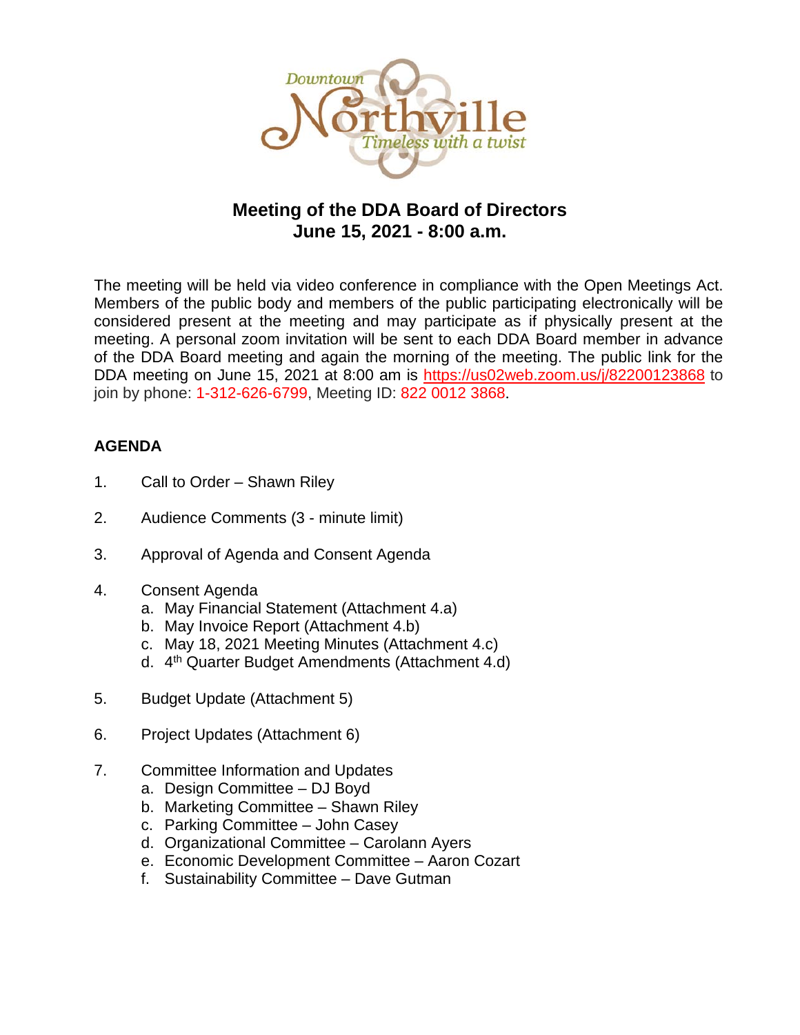Downtown Northville
Timeless with a twist

# Meeting of the DDA Board of Directors
## June 15, 2021 - 8:00 a.m.

The meeting will be held via video conference in compliance with the Open Meetings Act. Members of the public body and members of the public participating electronically will be considered present at the meeting and may participate as if physically present at the meeting. A personal zoom invitation will be sent to each DDA Board member in advance of the DDA Board meeting and again the morning of the meeting. The public link for the DDA meeting on June 15, 2021 at 8:00 am is https://us02web.zoom.us/j/82200123868 to join by phone: 1-312-626-6799, Meeting ID: 822 0012 3868.

**AGENDA**

1. Call to Order – Shawn Riley

2. Audience Comments (3 - minute limit)

3. Approval of Agenda and Consent Agenda

4. Consent Agenda
   a. May Financial Statement (Attachment 4.a)
   b. May Invoice Report (Attachment 4.b)
   c. May 18, 2021 Meeting Minutes (Attachment 4.c)
   d. 4th Quarter Budget Amendments (Attachment 4.d)

5. Budget Update (Attachment 5)

6. Project Updates (Attachment 6)

7. Committee Information and Updates
   a. Design Committee – DJ Boyd
   b. Marketing Committee – Shawn Riley
   c. Parking Committee – John Casey
   d. Organizational Committee – Carolann Ayers
   e. Economic Development Committee – Aaron Cozart
   f. Sustainability Committee – Dave Gutman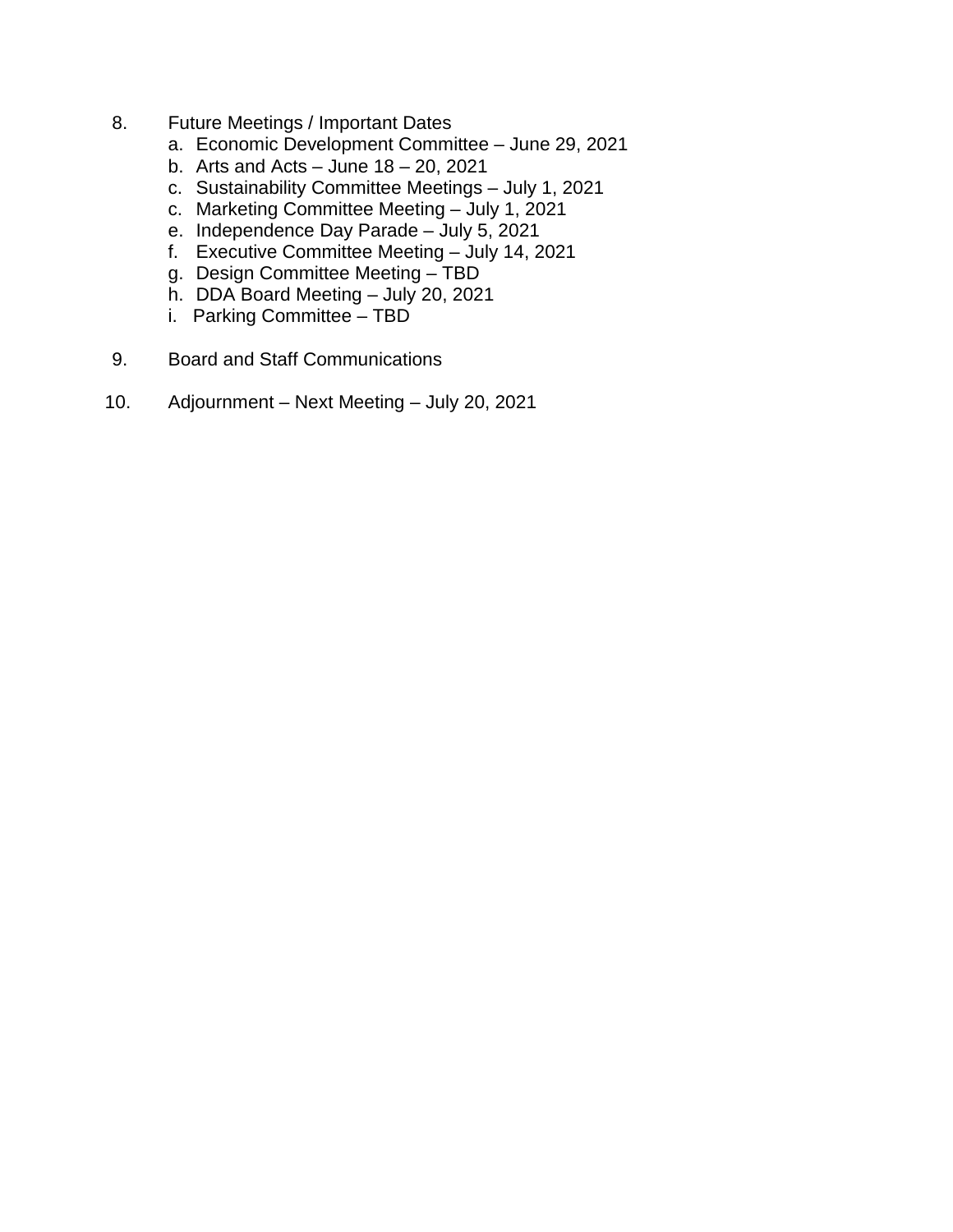8. Future Meetings / Important Dates
   a. Economic Development Committee – June 29, 2021
   b. Arts and Acts – June 18 – 20, 2021
   c. Sustainability Committee Meetings – July 1, 2021
   c. Marketing Committee Meeting – July 1, 2021
   e. Independence Day Parade – July 5, 2021
   f. Executive Committee Meeting – July 14, 2021
   g. Design Committee Meeting – TBD
   h. DDA Board Meeting – July 20, 2021
   i. Parking Committee – TBD

9. Board and Staff Communications

10. Adjournment – Next Meeting – July 20, 2021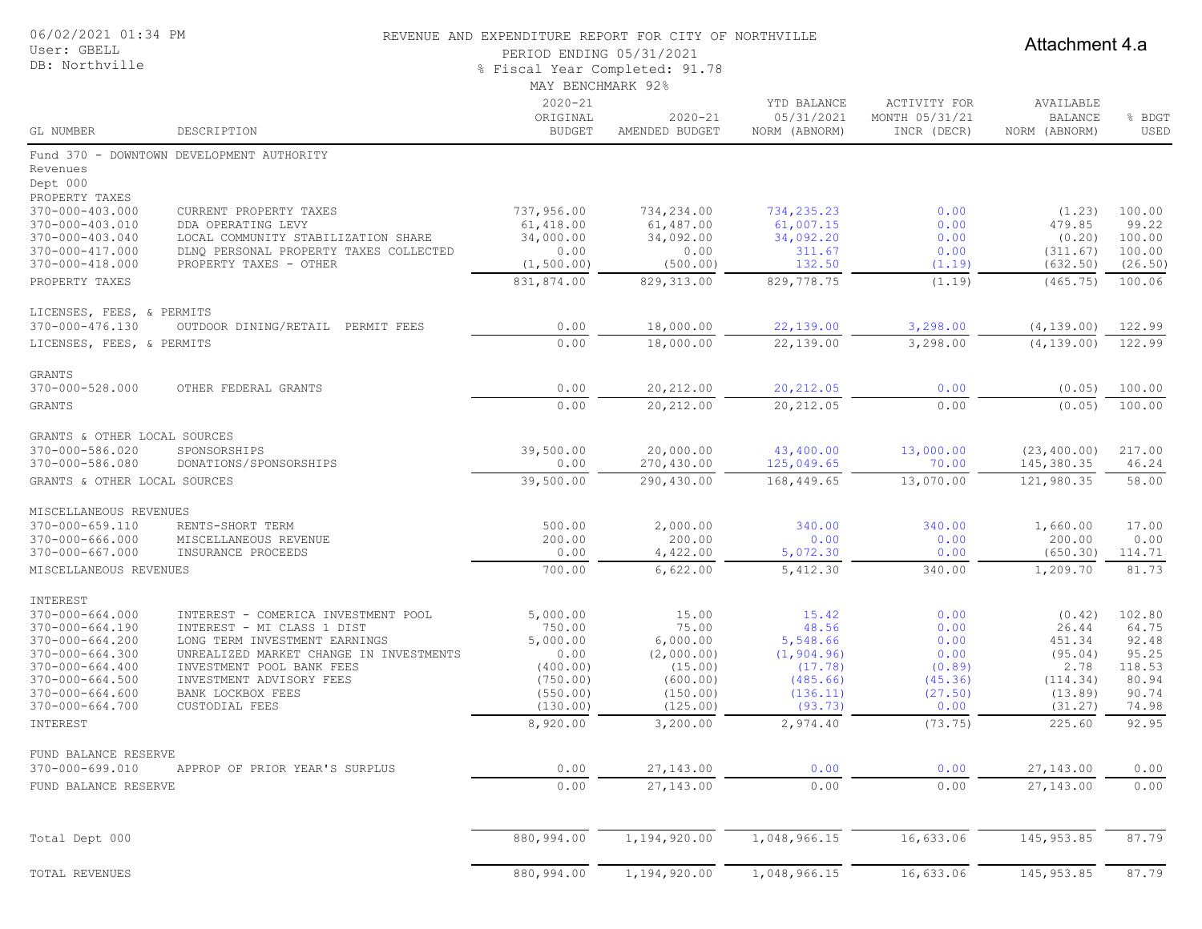06/02/2021 01:34 PM
User: GBELL
DB: Northville

REVENUE AND EXPENDITURE REPORT FOR CITY OF NORTHVILLE
PERIOD ENDING 05/31/2021
% Fiscal Year Completed: 91.78
MAY BENCHMARK 92%

Attachment 4.a

| GL NUMBER | DESCRIPTION | 2020-21 ORIGINAL BUDGET | 2020-21 AMENDED BUDGET | YTD BALANCE 05/31/2021 NORM (ABNORM) | ACTIVITY FOR MONTH 05/31/21 INCR (DECR) | AVAILABLE BALANCE NORM (ABNORM) | % BDGT USED |
|---|---|---|---|---|---|---|---|
| Fund 370 - DOWNTOWN DEVELOPMENT AUTHORITY | | | | | | | |
| Revenues | | | | | | | |
| Dept 000 | | | | | | | |
| PROPERTY TAXES | | | | | | | |
| 370-000-403.000 | CURRENT PROPERTY TAXES | 737,956.00 | 734,234.00 | 734,235.23 | 0.00 | (1.23) | 100.00 |
| 370-000-403.010 | DDA OPERATING LEVY | 61,418.00 | 61,487.00 | 61,007.15 | 0.00 | 479.85 | 99.22 |
| 370-000-403.040 | LOCAL COMMUNITY STABILIZATION SHARE | 34,000.00 | 34,092.00 | 34,092.20 | 0.00 | (0.20) | 100.00 |
| 370-000-417.000 | DLNQ PERSONAL PROPERTY TAXES COLLECTED | 0.00 | 0.00 | 311.67 | 0.00 | (311.67) | 100.00 |
| 370-000-418.000 | PROPERTY TAXES - OTHER | (1,500.00) | (500.00) | 132.50 | (1.19) | (632.50) | (26.50) |
| PROPERTY TAXES | | 831,874.00 | 829,313.00 | 829,778.75 | (1.19) | (465.75) | 100.06 |
| LICENSES, FEES, & PERMITS | | | | | | | |
| 370-000-476.130 | OUTDOOR DINING/RETAIL PERMIT FEES | 0.00 | 18,000.00 | 22,139.00 | 3,298.00 | (4,139.00) | 122.99 |
| LICENSES, FEES, & PERMITS | | 0.00 | 18,000.00 | 22,139.00 | 3,298.00 | (4,139.00) | 122.99 |
| GRANTS | | | | | | | |
| 370-000-528.000 | OTHER FEDERAL GRANTS | 0.00 | 20,212.00 | 20,212.05 | 0.00 | (0.05) | 100.00 |
| GRANTS | | 0.00 | 20,212.00 | 20,212.05 | 0.00 | (0.05) | 100.00 |
| GRANTS & OTHER LOCAL SOURCES | | | | | | | |
| 370-000-586.020 | SPONSORSHIPS | 39,500.00 | 20,000.00 | 43,400.00 | 13,000.00 | (23,400.00) | 217.00 |
| 370-000-586.080 | DONATIONS/SPONSORSHIPS | 0.00 | 270,430.00 | 125,049.65 | 70.00 | 145,380.35 | 46.24 |
| GRANTS & OTHER LOCAL SOURCES | | 39,500.00 | 290,430.00 | 168,449.65 | 13,070.00 | 121,980.35 | 58.00 |
| MISCELLANEOUS REVENUES | | | | | | | |
| 370-000-659.110 | RENTS-SHORT TERM | 500.00 | 2,000.00 | 340.00 | 340.00 | 1,660.00 | 17.00 |
| 370-000-666.000 | MISCELLANEOUS REVENUE | 200.00 | 200.00 | 0.00 | 0.00 | 200.00 | 0.00 |
| 370-000-667.000 | INSURANCE PROCEEDS | 0.00 | 4,422.00 | 5,072.30 | 0.00 | (650.30) | 114.71 |
| MISCELLANEOUS REVENUES | | 700.00 | 6,622.00 | 5,412.30 | 340.00 | 1,209.70 | 81.73 |
| INTEREST | | | | | | | |
| 370-000-664.000 | INTEREST - COMERICA INVESTMENT POOL | 5,000.00 | 15.00 | 15.42 | 0.00 | (0.42) | 102.80 |
| 370-000-664.190 | INTEREST - MI CLASS 1 DIST | 750.00 | 75.00 | 48.56 | 0.00 | 26.44 | 64.75 |
| 370-000-664.200 | LONG TERM INVESTMENT EARNINGS | 5,000.00 | 6,000.00 | 5,548.66 | 0.00 | 451.34 | 92.48 |
| 370-000-664.300 | UNREALIZED MARKET CHANGE IN INVESTMENTS | 0.00 | (2,000.00) | (1,904.96) | 0.00 | (95.04) | 95.25 |
| 370-000-664.400 | INVESTMENT POOL BANK FEES | (400.00) | (15.00) | (17.78) | (0.89) | 2.78 | 118.53 |
| 370-000-664.500 | INVESTMENT ADVISORY FEES | (750.00) | (600.00) | (485.66) | (45.36) | (114.34) | 80.94 |
| 370-000-664.600 | BANK LOCKBOX FEES | (550.00) | (150.00) | (136.11) | (27.50) | (13.89) | 90.74 |
| 370-000-664.700 | CUSTODIAL FEES | (130.00) | (125.00) | (93.73) | 0.00 | (31.27) | 74.98 |
| INTEREST | | 8,920.00 | 3,200.00 | 2,974.40 | (73.75) | 225.60 | 92.95 |
| FUND BALANCE RESERVE | | | | | | | |
| 370-000-699.010 | APPROP OF PRIOR YEAR'S SURPLUS | 0.00 | 27,143.00 | 0.00 | 0.00 | 27,143.00 | 0.00 |
| FUND BALANCE RESERVE | | 0.00 | 27,143.00 | 0.00 | 0.00 | 27,143.00 | 0.00 |
| Total Dept 000 | | 880,994.00 | 1,194,920.00 | 1,048,966.15 | 16,633.06 | 145,953.85 | 87.79 |
| TOTAL REVENUES | | 880,994.00 | 1,194,920.00 | 1,048,966.15 | 16,633.06 | 145,953.85 | 87.79 |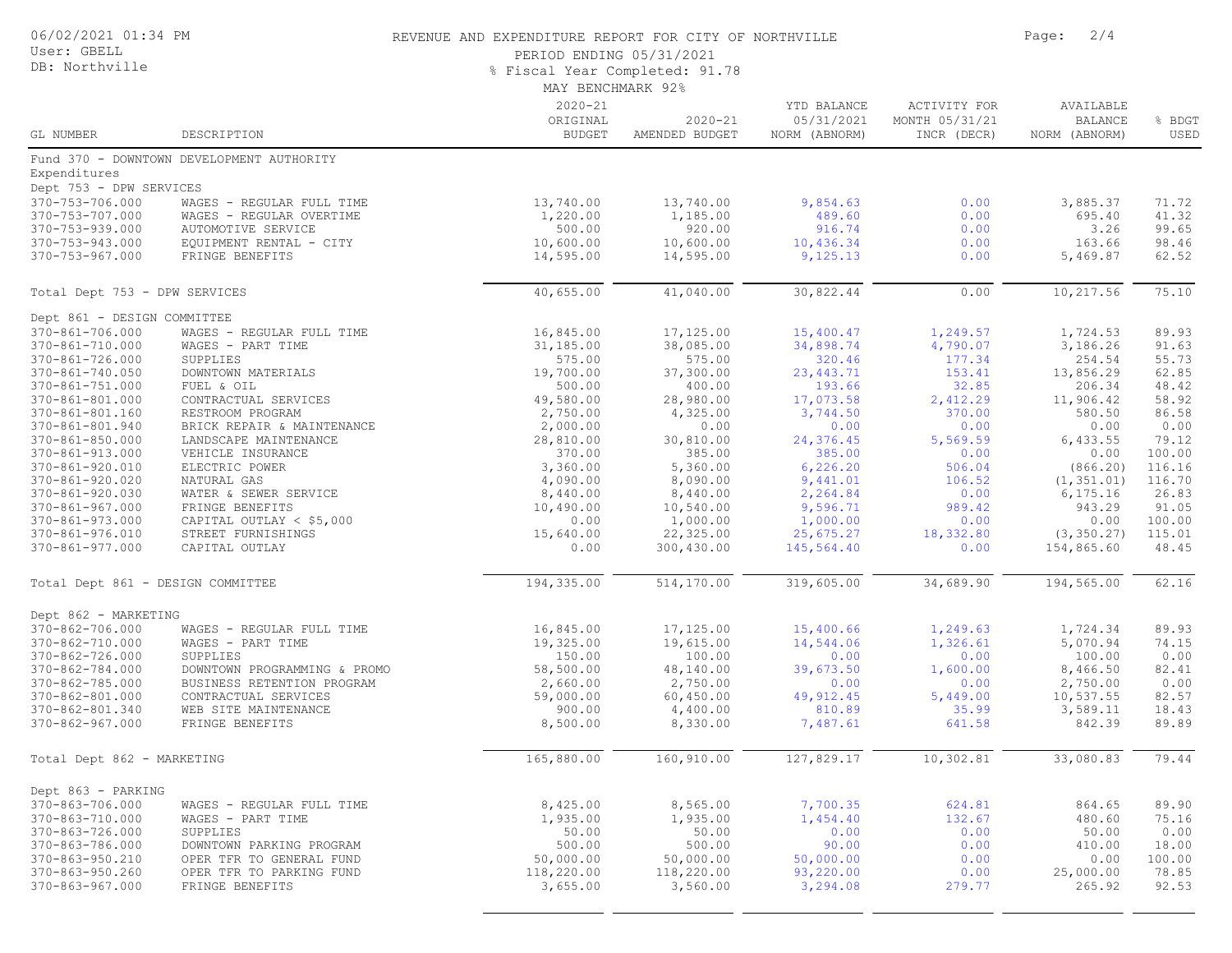06/02/2021 01:34 PM
User: GBELL
DB: Northville

# REVENUE AND EXPENDITURE REPORT FOR CITY OF NORTHVILLE

PERIOD ENDING 05/31/2021
% Fiscal Year Completed: 91.78
MAY BENCHMARK 92%

| GL NUMBER | DESCRIPTION | 2020-21 ORIGINAL BUDGET | 2020-21 AMENDED BUDGET | YTD BALANCE 05/31/2021 NORM (ABNORM) | ACTIVITY FOR MONTH 05/31/21 INCR (DECR) | AVAILABLE BALANCE NORM (ABNORM) | % BDGT USED |
|---|---|---|---|---|---|---|---|
| Fund 370 - DOWNTOWN DEVELOPMENT AUTHORITY | | | | | | | |
| Expenditures | | | | | | | |
| Dept 753 - DPW SERVICES | | | | | | | |
| 370-753-706.000 | WAGES - REGULAR FULL TIME | 13,740.00 | 13,740.00 | 9,854.63 | 0.00 | 3,885.37 | 71.72 |
| 370-753-707.000 | WAGES - REGULAR OVERTIME | 1,220.00 | 1,185.00 | 489.60 | 0.00 | 695.40 | 41.32 |
| 370-753-939.000 | AUTOMOTIVE SERVICE | 500.00 | 920.00 | 916.74 | 0.00 | 3.26 | 99.65 |
| 370-753-943.000 | EQUIPMENT RENTAL - CITY | 10,600.00 | 10,600.00 | 10,436.34 | 0.00 | 163.66 | 98.46 |
| 370-753-967.000 | FRINGE BENEFITS | 14,595.00 | 14,595.00 | 9,125.13 | 0.00 | 5,469.87 | 62.52 |
| Total Dept 753 - DPW SERVICES | | 40,655.00 | 41,040.00 | 30,822.44 | 0.00 | 10,217.56 | 75.10 |
| Dept 861 - DESIGN COMMITTEE | | | | | | | |
| 370-861-706.000 | WAGES - REGULAR FULL TIME | 16,845.00 | 17,125.00 | 15,400.47 | 1,249.57 | 1,724.53 | 89.93 |
| 370-861-710.000 | WAGES - PART TIME | 31,185.00 | 38,085.00 | 34,898.74 | 4,790.07 | 3,186.26 | 91.63 |
| 370-861-726.000 | SUPPLIES | 575.00 | 575.00 | 320.46 | 177.34 | 254.54 | 55.73 |
| 370-861-740.050 | DOWNTOWN MATERIALS | 19,700.00 | 37,300.00 | 23,443.71 | 153.41 | 13,856.29 | 62.85 |
| 370-861-751.000 | FUEL & OIL | 500.00 | 400.00 | 193.66 | 32.85 | 206.34 | 48.42 |
| 370-861-801.000 | CONTRACTUAL SERVICES | 49,580.00 | 28,980.00 | 17,073.58 | 2,412.29 | 11,906.42 | 58.92 |
| 370-861-801.160 | RESTROOM PROGRAM | 2,750.00 | 4,325.00 | 3,744.50 | 370.00 | 580.50 | 86.58 |
| 370-861-801.940 | BRICK REPAIR & MAINTENANCE | 2,000.00 | 0.00 | 0.00 | 0.00 | 0.00 | 0.00 |
| 370-861-850.000 | LANDSCAPE MAINTENANCE | 28,810.00 | 30,810.00 | 24,376.45 | 5,569.59 | 6,433.55 | 79.12 |
| 370-861-913.000 | VEHICLE INSURANCE | 370.00 | 385.00 | 385.00 | 0.00 | 0.00 | 100.00 |
| 370-861-920.010 | ELECTRIC POWER | 3,360.00 | 5,360.00 | 6,226.20 | 506.04 | (866.20) | 116.16 |
| 370-861-920.020 | NATURAL GAS | 4,090.00 | 8,090.00 | 9,441.01 | 106.52 | (1,351.01) | 116.70 |
| 370-861-920.030 | WATER & SEWER SERVICE | 8,440.00 | 8,440.00 | 2,264.84 | 0.00 | 6,175.16 | 26.83 |
| 370-861-967.000 | FRINGE BENEFITS | 10,490.00 | 10,540.00 | 9,596.71 | 989.42 | 943.29 | 91.05 |
| 370-861-973.000 | CAPITAL OUTLAY < $5,000 | 0.00 | 1,000.00 | 1,000.00 | 0.00 | 0.00 | 100.00 |
| 370-861-976.010 | STREET FURNISHINGS | 15,640.00 | 22,325.00 | 25,675.27 | 18,332.80 | (3,350.27) | 115.01 |
| 370-861-977.000 | CAPITAL OUTLAY | 0.00 | 300,430.00 | 145,564.40 | 0.00 | 154,865.60 | 48.45 |
| Total Dept 861 - DESIGN COMMITTEE | | 194,335.00 | 514,170.00 | 319,605.00 | 34,689.90 | 194,565.00 | 62.16 |
| Dept 862 - MARKETING | | | | | | | |
| 370-862-706.000 | WAGES - REGULAR FULL TIME | 16,845.00 | 17,125.00 | 15,400.66 | 1,249.63 | 1,724.34 | 89.93 |
| 370-862-710.000 | WAGES - PART TIME | 19,325.00 | 19,615.00 | 14,544.06 | 1,326.61 | 5,070.94 | 74.15 |
| 370-862-726.000 | SUPPLIES | 150.00 | 100.00 | 0.00 | 0.00 | 100.00 | 0.00 |
| 370-862-784.000 | DOWNTOWN PROGRAMMING & PROMO | 58,500.00 | 48,140.00 | 39,673.50 | 1,600.00 | 8,466.50 | 82.41 |
| 370-862-785.000 | BUSINESS RETENTION PROGRAM | 2,660.00 | 2,750.00 | 0.00 | 0.00 | 2,750.00 | 0.00 |
| 370-862-801.000 | CONTRACTUAL SERVICES | 59,000.00 | 60,450.00 | 49,912.45 | 5,449.00 | 10,537.55 | 82.57 |
| 370-862-801.340 | WEB SITE MAINTENANCE | 900.00 | 4,400.00 | 810.89 | 35.99 | 3,589.11 | 18.43 |
| 370-862-967.000 | FRINGE BENEFITS | 8,500.00 | 8,330.00 | 7,487.61 | 641.58 | 842.39 | 89.89 |
| Total Dept 862 - MARKETING | | 165,880.00 | 160,910.00 | 127,829.17 | 10,302.81 | 33,080.83 | 79.44 |
| Dept 863 - PARKING | | | | | | | |
| 370-863-706.000 | WAGES - REGULAR FULL TIME | 8,425.00 | 8,565.00 | 7,700.35 | 624.81 | 864.65 | 89.90 |
| 370-863-710.000 | WAGES - PART TIME | 1,935.00 | 1,935.00 | 1,454.40 | 132.67 | 480.60 | 75.16 |
| 370-863-726.000 | SUPPLIES | 50.00 | 50.00 | 0.00 | 0.00 | 50.00 | 0.00 |
| 370-863-786.000 | DOWNTOWN PARKING PROGRAM | 500.00 | 500.00 | 90.00 | 0.00 | 410.00 | 18.00 |
| 370-863-950.210 | OPER TFR TO GENERAL FUND | 50,000.00 | 50,000.00 | 50,000.00 | 0.00 | 0.00 | 100.00 |
| 370-863-950.260 | OPER TFR TO PARKING FUND | 118,220.00 | 118,220.00 | 93,220.00 | 0.00 | 25,000.00 | 78.85 |
| 370-863-967.000 | FRINGE BENEFITS | 3,655.00 | 3,560.00 | 3,294.08 | 279.77 | 265.92 | 92.53 |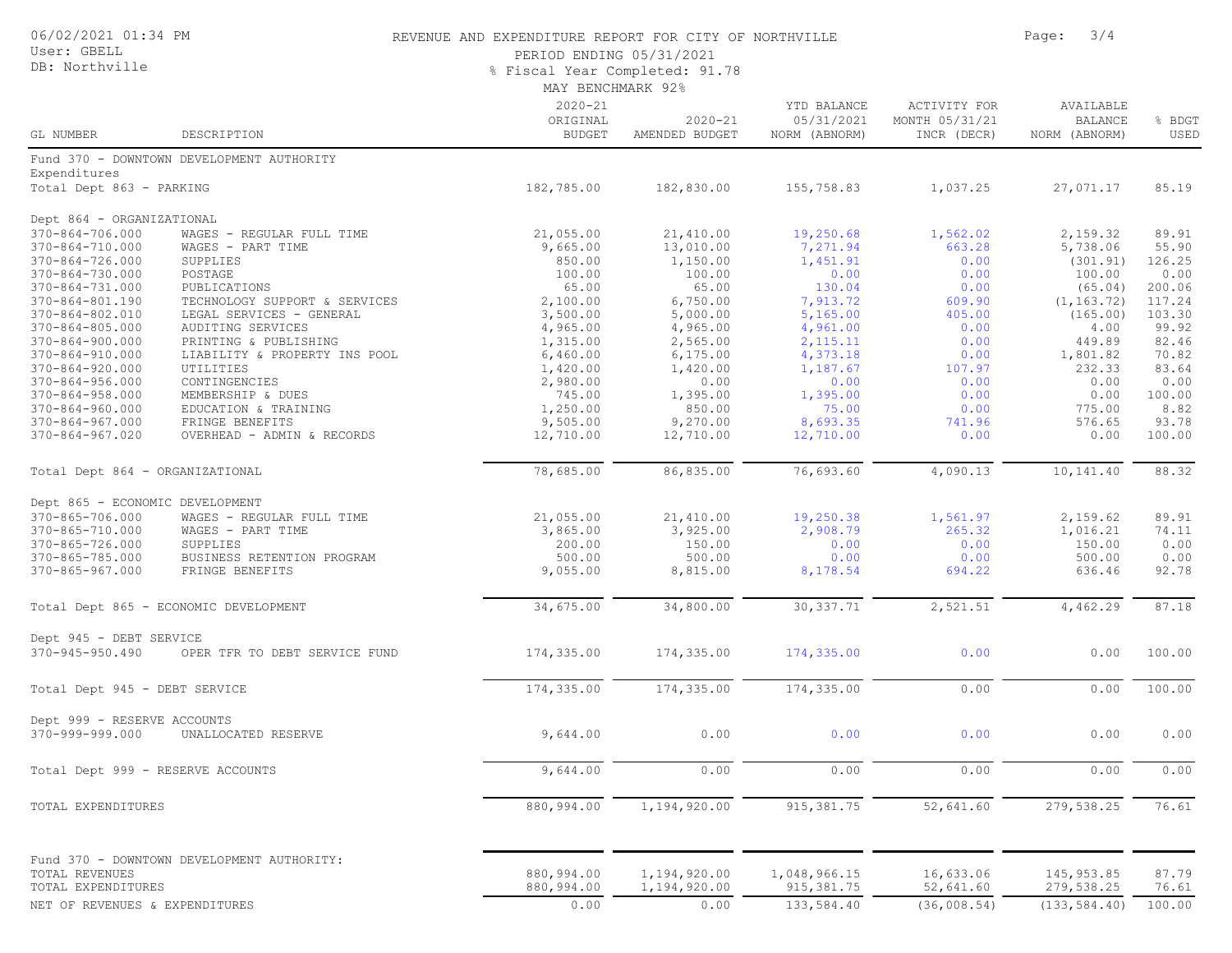REVENUE AND EXPENDITURE REPORT FOR CITY OF NORTHVILLE

PERIOD ENDING 05/31/2021

% Fiscal Year Completed: 91.78

MAY BENCHMARK 92%

06/02/2021 01:34 PM
User: GBELL
DB: Northville

| GL NUMBER | DESCRIPTION | 2020-21 ORIGINAL BUDGET | 2020-21 AMENDED BUDGET | YTD BALANCE 05/31/2021 NORM (ABNORM) | ACTIVITY FOR MONTH 05/31/21 INCR (DECR) | AVAILABLE BALANCE NORM (ABNORM) | % BDGT USED |
|---|---|---|---|---|---|---|---|
| Fund 370 - DOWNTOWN DEVELOPMENT AUTHORITY | | | | | | | |
| Expenditures | | | | | | | |
| Total Dept 863 - PARKING | | 182,785.00 | 182,830.00 | 155,758.83 | 1,037.25 | 27,071.17 | 85.19 |
| Dept 864 - ORGANIZATIONAL | | | | | | | |
| 370-864-706.000 | WAGES - REGULAR FULL TIME | 21,055.00 | 21,410.00 | 19,250.68 | 1,562.02 | 2,159.32 | 89.91 |
| 370-864-710.000 | WAGES - PART TIME | 9,665.00 | 13,010.00 | 7,271.94 | 663.28 | 5,738.06 | 55.90 |
| 370-864-726.000 | SUPPLIES | 850.00 | 1,150.00 | 1,451.91 | 0.00 | (301.91) | 126.25 |
| 370-864-730.000 | POSTAGE | 100.00 | 100.00 | 0.00 | 0.00 | 100.00 | 0.00 |
| 370-864-731.000 | PUBLICATIONS | 65.00 | 65.00 | 130.04 | 0.00 | (65.04) | 200.06 |
| 370-864-801.190 | TECHNOLOGY SUPPORT & SERVICES | 2,100.00 | 6,750.00 | 7,913.72 | 609.90 | (1,163.72) | 117.24 |
| 370-864-802.010 | LEGAL SERVICES - GENERAL | 3,500.00 | 5,000.00 | 5,165.00 | 405.00 | (165.00) | 103.30 |
| 370-864-805.000 | AUDITING SERVICES | 4,965.00 | 4,965.00 | 4,961.00 | 0.00 | 4.00 | 99.92 |
| 370-864-900.000 | PRINTING & PUBLISHING | 1,315.00 | 2,565.00 | 2,115.11 | 0.00 | 449.89 | 82.46 |
| 370-864-910.000 | LIABILITY & PROPERTY INS POOL | 6,460.00 | 6,175.00 | 4,373.18 | 0.00 | 1,801.82 | 70.82 |
| 370-864-920.000 | UTILITIES | 1,420.00 | 1,420.00 | 1,187.67 | 107.97 | 232.33 | 83.64 |
| 370-864-956.000 | CONTINGENCIES | 2,980.00 | 0.00 | 0.00 | 0.00 | 0.00 | 0.00 |
| 370-864-958.000 | MEMBERSHIP & DUES | 745.00 | 1,395.00 | 1,395.00 | 0.00 | 0.00 | 100.00 |
| 370-864-960.000 | EDUCATION & TRAINING | 1,250.00 | 850.00 | 75.00 | 0.00 | 775.00 | 8.82 |
| 370-864-967.000 | FRINGE BENEFITS | 9,505.00 | 9,270.00 | 8,693.35 | 741.96 | 576.65 | 93.78 |
| 370-864-967.020 | OVERHEAD - ADMIN & RECORDS | 12,710.00 | 12,710.00 | 12,710.00 | 0.00 | 0.00 | 100.00 |
| Total Dept 864 - ORGANIZATIONAL | | 78,685.00 | 86,835.00 | 76,693.60 | 4,090.13 | 10,141.40 | 88.32 |
| Dept 865 - ECONOMIC DEVELOPMENT | | | | | | | |
| 370-865-706.000 | WAGES - REGULAR FULL TIME | 21,055.00 | 21,410.00 | 19,250.38 | 1,561.97 | 2,159.62 | 89.91 |
| 370-865-710.000 | WAGES - PART TIME | 3,865.00 | 3,925.00 | 2,908.79 | 265.32 | 1,016.21 | 74.11 |
| 370-865-726.000 | SUPPLIES | 200.00 | 150.00 | 0.00 | 0.00 | 150.00 | 0.00 |
| 370-865-785.000 | BUSINESS RETENTION PROGRAM | 500.00 | 500.00 | 0.00 | 0.00 | 500.00 | 0.00 |
| 370-865-967.000 | FRINGE BENEFITS | 9,055.00 | 8,815.00 | 8,178.54 | 694.22 | 636.46 | 92.78 |
| Total Dept 865 - ECONOMIC DEVELOPMENT | | 34,675.00 | 34,800.00 | 30,337.71 | 2,521.51 | 4,462.29 | 87.18 |
| Dept 945 - DEBT SERVICE | | | | | | | |
| 370-945-950.490 | OPER TFR TO DEBT SERVICE FUND | 174,335.00 | 174,335.00 | 174,335.00 | 0.00 | 0.00 | 100.00 |
| Total Dept 945 - DEBT SERVICE | | 174,335.00 | 174,335.00 | 174,335.00 | 0.00 | 0.00 | 100.00 |
| Dept 999 - RESERVE ACCOUNTS | | | | | | | |
| 370-999-999.000 | UNALLOCATED RESERVE | 9,644.00 | 0.00 | 0.00 | 0.00 | 0.00 | 0.00 |
| Total Dept 999 - RESERVE ACCOUNTS | | 9,644.00 | 0.00 | 0.00 | 0.00 | 0.00 | 0.00 |
| TOTAL EXPENDITURES | | 880,994.00 | 1,194,920.00 | 915,381.75 | 52,641.60 | 279,538.25 | 76.61 |
| Fund 370 - DOWNTOWN DEVELOPMENT AUTHORITY: | | | | | | | |
| TOTAL REVENUES | | 880,994.00 | 1,194,920.00 | 1,048,966.15 | 16,633.06 | 145,953.85 | 87.79 |
| TOTAL EXPENDITURES | | 880,994.00 | 1,194,920.00 | 915,381.75 | 52,641.60 | 279,538.25 | 76.61 |
| NET OF REVENUES & EXPENDITURES | | 0.00 | 0.00 | 133,584.40 | (36,008.54) | (133,584.40) | 100.00 |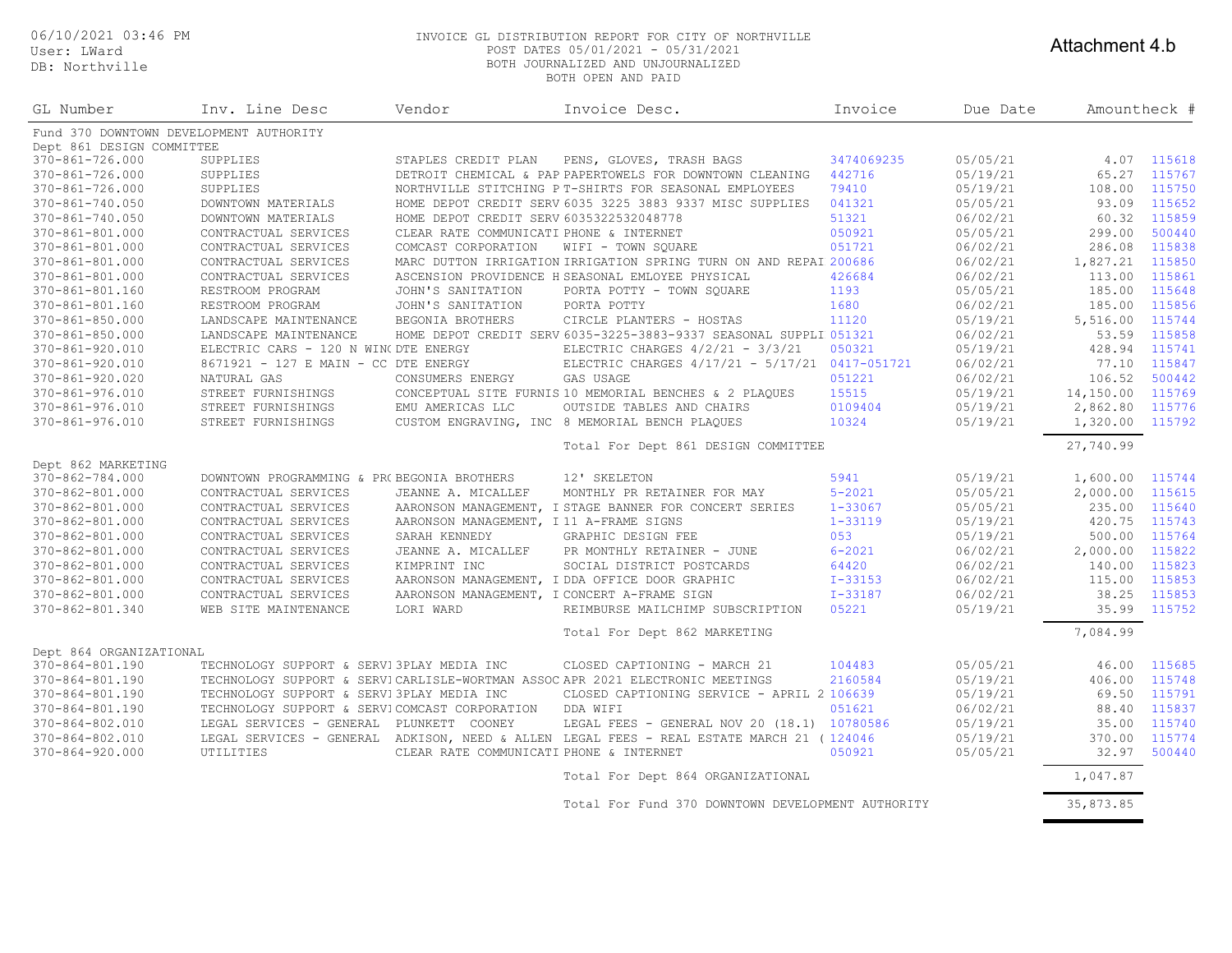06/10/2021 03:46 PM
User: LWard
DB: Northville

INVOICE GL DISTRIBUTION REPORT FOR CITY OF NORTHVILLE
POST DATES 05/01/2021 - 05/31/2021
BOTH JOURNALIZED AND UNJOURNALIZED
BOTH OPEN AND PAID

Attachment 4.b

| GL Number | Inv. Line Desc | Vendor | Invoice Desc. | Invoice | Due Date | Amount | Check # |
|---|---|---|---|---|---|---|---|
| Fund 370 DOWNTOWN DEVELOPMENT AUTHORITY | | | | | | | |
| Dept 861 DESIGN COMMITTEE | | | | | | | |
| 370-861-726.000 | SUPPLIES | STAPLES CREDIT PLAN | PENS, GLOVES, TRASH BAGS | 3474069235 | 05/05/21 | 4.07 | 115618 |
| 370-861-726.000 | SUPPLIES | DETROIT CHEMICAL & PAP | PAPERTOWELS FOR DOWNTOWN CLEANING | 442716 | 05/19/21 | 65.27 | 115767 |
| 370-861-726.000 | SUPPLIES | NORTHVILLE STITCHING P | T-SHIRTS FOR SEASONAL EMPLOYEES | 79410 | 05/19/21 | 108.00 | 115750 |
| 370-861-740.050 | DOWNTOWN MATERIALS | HOME DEPOT CREDIT SERV | 6035 3225 3883 9337 MISC SUPPLIES | 041321 | 05/05/21 | 93.09 | 115652 |
| 370-861-740.050 | DOWNTOWN MATERIALS | HOME DEPOT CREDIT SERV | 6035322532048778 | 51321 | 06/02/21 | 60.32 | 115859 |
| 370-861-801.000 | CONTRACTUAL SERVICES | CLEAR RATE COMMUNICATI | PHONE & INTERNET | 050921 | 05/05/21 | 299.00 | 500440 |
| 370-861-801.000 | CONTRACTUAL SERVICES | COMCAST CORPORATION | WIFI - TOWN SQUARE | 051721 | 06/02/21 | 286.08 | 115838 |
| 370-861-801.000 | CONTRACTUAL SERVICES | MARC DUTTON IRRIGATION | IRRIGATION SPRING TURN ON AND REPAI | 200686 | 06/02/21 | 1,827.21 | 115850 |
| 370-861-801.000 | CONTRACTUAL SERVICES | ASCENSION PROVIDENCE H | SEASONAL EMLOYEE PHYSICAL | 426684 | 06/02/21 | 113.00 | 115861 |
| 370-861-801.160 | RESTROOM PROGRAM | JOHN'S SANITATION | PORTA POTTY - TOWN SQUARE | 1193 | 05/05/21 | 185.00 | 115648 |
| 370-861-801.160 | RESTROOM PROGRAM | JOHN'S SANITATION | PORTA POTTY | 1680 | 06/02/21 | 185.00 | 115856 |
| 370-861-850.000 | LANDSCAPE MAINTENANCE | BEGONIA BROTHERS | CIRCLE PLANTERS - HOSTAS | 11120 | 05/19/21 | 5,516.00 | 115744 |
| 370-861-850.000 | LANDSCAPE MAINTENANCE | HOME DEPOT CREDIT SERV | 6035-3225-3883-9337 SEASONAL SUPPLI | 051321 | 06/02/21 | 53.59 | 115858 |
| 370-861-920.010 | ELECTRIC CARS - 120 N WING | DTE ENERGY | ELECTRIC CHARGES 4/2/21 - 3/3/21 | 050321 | 05/19/21 | 428.94 | 115741 |
| 370-861-920.010 | 8671921 - 127 E MAIN - CC | DTE ENERGY | ELECTRIC CHARGES 4/17/21 - 5/17/21 | 0417-051721 | 06/02/21 | 77.10 | 115847 |
| 370-861-920.020 | NATURAL GAS | CONSUMERS ENERGY | GAS USAGE | 051221 | 06/02/21 | 106.52 | 500442 |
| 370-861-976.010 | STREET FURNISHINGS | CONCEPTUAL SITE FURNIS | 10 MEMORIAL BENCHES & 2 PLAQUES | 15515 | 05/19/21 | 14,150.00 | 115769 |
| 370-861-976.010 | STREET FURNISHINGS | EMU AMERICAS LLC | OUTSIDE TABLES AND CHAIRS | 0109404 | 05/19/21 | 2,862.80 | 115776 |
| 370-861-976.010 | STREET FURNISHINGS | CUSTOM ENGRAVING, INC | 8 MEMORIAL BENCH PLAQUES | 10324 | 05/19/21 | 1,320.00 | 115792 |
| | | | Total For Dept 861 DESIGN COMMITTEE | | | 27,740.99 | |
| Dept 862 MARKETING | | | | | | | |
| 370-862-784.000 | DOWNTOWN PROGRAMMING & PRO | BEGONIA BROTHERS | 12' SKELETON | 5941 | 05/19/21 | 1,600.00 | 115744 |
| 370-862-801.000 | CONTRACTUAL SERVICES | JEANNE A. MICALLEF | MONTHLY PR RETAINER FOR MAY | 5-2021 | 05/05/21 | 2,000.00 | 115615 |
| 370-862-801.000 | CONTRACTUAL SERVICES | AARONSON MANAGEMENT, I | STAGE BANNER FOR CONCERT SERIES | 1-33067 | 05/05/21 | 235.00 | 115640 |
| 370-862-801.000 | CONTRACTUAL SERVICES | AARONSON MANAGEMENT, I | 11 A-FRAME SIGNS | 1-33119 | 05/19/21 | 420.75 | 115743 |
| 370-862-801.000 | CONTRACTUAL SERVICES | SARAH KENNEDY | GRAPHIC DESIGN FEE | 053 | 05/19/21 | 500.00 | 115764 |
| 370-862-801.000 | CONTRACTUAL SERVICES | JEANNE A. MICALLEF | PR MONTHLY RETAINER - JUNE | 6-2021 | 06/02/21 | 2,000.00 | 115822 |
| 370-862-801.000 | CONTRACTUAL SERVICES | KIMPRINT INC | SOCIAL DISTRICT POSTCARDS | 64420 | 06/02/21 | 140.00 | 115823 |
| 370-862-801.000 | CONTRACTUAL SERVICES | AARONSON MANAGEMENT, I | DDA OFFICE DOOR GRAPHIC | I-33153 | 06/02/21 | 115.00 | 115853 |
| 370-862-801.000 | CONTRACTUAL SERVICES | AARONSON MANAGEMENT, I | CONCERT A-FRAME SIGN | I-33187 | 06/02/21 | 38.25 | 115853 |
| 370-862-801.340 | WEB SITE MAINTENANCE | LORI WARD | REIMBURSE MAILCHIMP SUBSCRIPTION | 05221 | 05/19/21 | 35.99 | 115752 |
| | | | Total For Dept 862 MARKETING | | | 7,084.99 | |
| Dept 864 ORGANIZATIONAL | | | | | | | |
| 370-864-801.190 | TECHNOLOGY SUPPORT & SERVI | 3PLAY MEDIA INC | CLOSED CAPTIONING - MARCH 21 | 104483 | 05/05/21 | 46.00 | 115685 |
| 370-864-801.190 | TECHNOLOGY SUPPORT & SERVI | CARLISLE-WORTMAN ASSOC | APR 2021 ELECTRONIC MEETINGS | 2160584 | 05/19/21 | 406.00 | 115748 |
| 370-864-801.190 | TECHNOLOGY SUPPORT & SERVI | 3PLAY MEDIA INC | CLOSED CAPTIONING SERVICE - APRIL 2 | 106639 | 05/19/21 | 69.50 | 115791 |
| 370-864-801.190 | TECHNOLOGY SUPPORT & SERVI | COMCAST CORPORATION | DDA WIFI | 051621 | 06/02/21 | 88.40 | 115837 |
| 370-864-802.010 | LEGAL SERVICES - GENERAL | PLUNKETT COONEY | LEGAL FEES - GENERAL NOV 20 (18.1) | 10780586 | 05/19/21 | 35.00 | 115740 |
| 370-864-802.010 | LEGAL SERVICES - GENERAL | ADKISON, NEED & ALLEN | LEGAL FEES - REAL ESTATE MARCH 21 ( | 124046 | 05/19/21 | 370.00 | 115774 |
| 370-864-920.000 | UTILITIES | CLEAR RATE COMMUNICATI | PHONE & INTERNET | 050921 | 05/05/21 | 32.97 | 500440 |
| | | | Total For Dept 864 ORGANIZATIONAL | | | 1,047.87 | |
| | | | Total For Fund 370 DOWNTOWN DEVELOPMENT AUTHORITY | | | 35,873.85 | |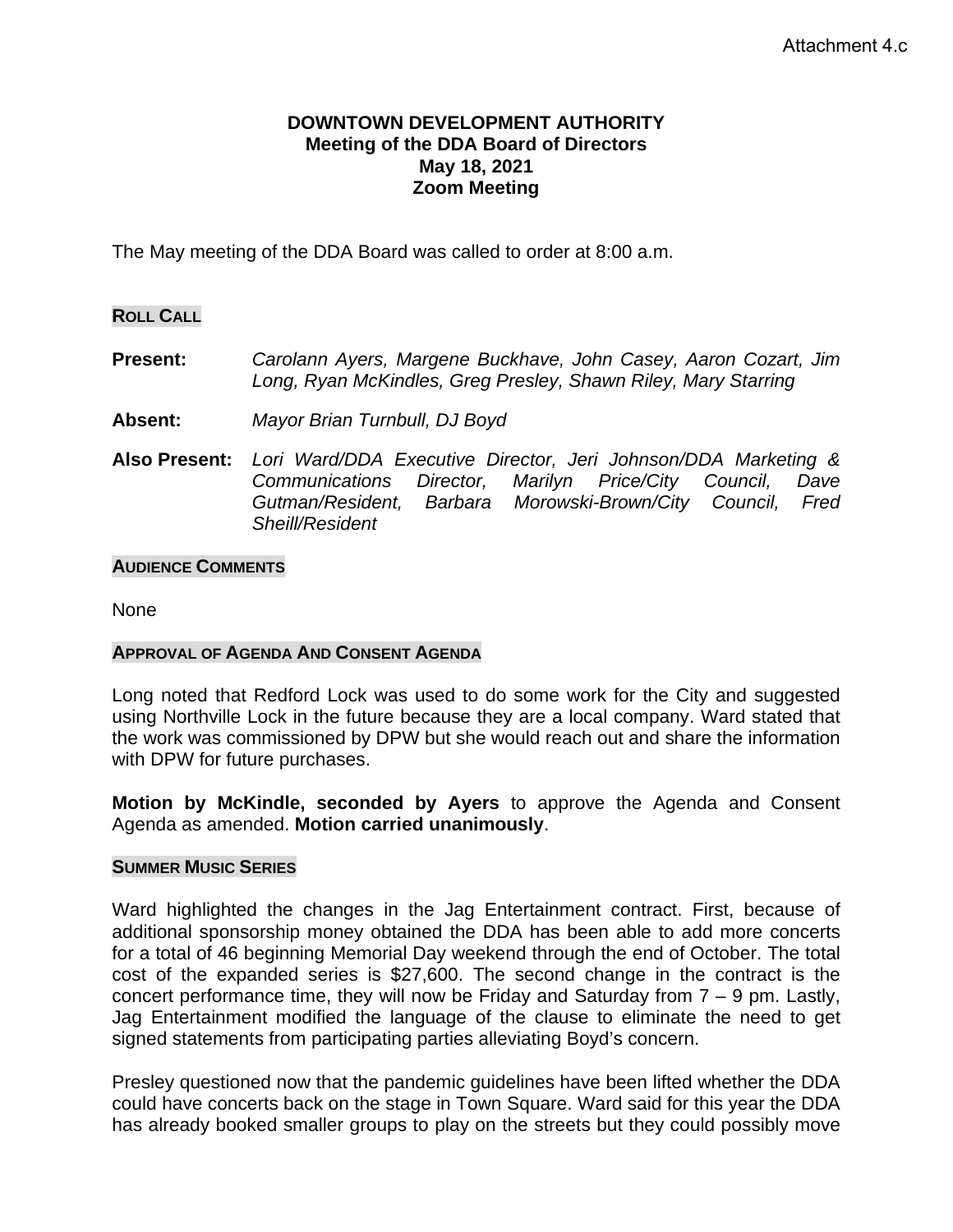Attachment 4.c

**DOWNTOWN DEVELOPMENT AUTHORITY**
**Meeting of the DDA Board of Directors**
**May 18, 2021**
**Zoom Meeting**

The May meeting of the DDA Board was called to order at 8:00 a.m.

**ROLL CALL**

**Present:** *Carolann Ayers, Margene Buckhave, John Casey, Aaron Cozart, Jim Long, Ryan McKindles, Greg Presley, Shawn Riley, Mary Starring*

**Absent:** *Mayor Brian Turnbull, DJ Boyd*

**Also Present:** *Lori Ward/DDA Executive Director, Jeri Johnson/DDA Marketing & Communications Director, Marilyn Price/City Council, Dave Gutman/Resident, Barbara Morowski-Brown/City Council, Fred Sheill/Resident*

**AUDIENCE COMMENTS**

None

**APPROVAL OF AGENDA AND CONSENT AGENDA**

Long noted that Redford Lock was used to do some work for the City and suggested using Northville Lock in the future because they are a local company. Ward stated that the work was commissioned by DPW but she would reach out and share the information with DPW for future purchases.

**Motion by McKindle, seconded by Ayers** to approve the Agenda and Consent Agenda as amended. **Motion carried unanimously**.

**SUMMER MUSIC SERIES**

Ward highlighted the changes in the Jag Entertainment contract. First, because of additional sponsorship money obtained the DDA has been able to add more concerts for a total of 46 beginning Memorial Day weekend through the end of October. The total cost of the expanded series is $27,600. The second change in the contract is the concert performance time, they will now be Friday and Saturday from 7 – 9 pm. Lastly, Jag Entertainment modified the language of the clause to eliminate the need to get signed statements from participating parties alleviating Boyd's concern.

Presley questioned now that the pandemic guidelines have been lifted whether the DDA could have concerts back on the stage in Town Square. Ward said for this year the DDA has already booked smaller groups to play on the streets but they could possibly move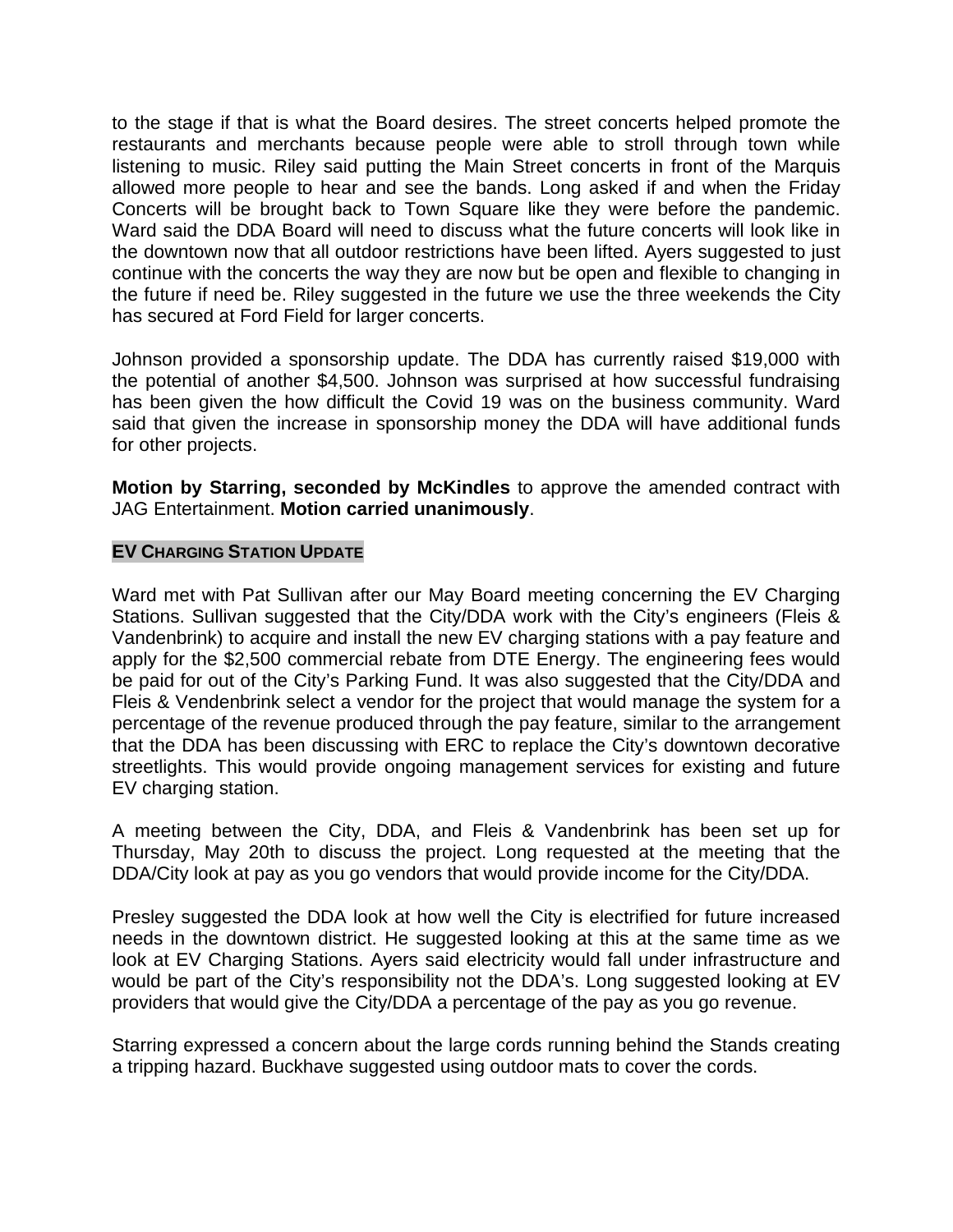to the stage if that is what the Board desires. The street concerts helped promote the restaurants and merchants because people were able to stroll through town while listening to music. Riley said putting the Main Street concerts in front of the Marquis allowed more people to hear and see the bands. Long asked if and when the Friday Concerts will be brought back to Town Square like they were before the pandemic. Ward said the DDA Board will need to discuss what the future concerts will look like in the downtown now that all outdoor restrictions have been lifted. Ayers suggested to just continue with the concerts the way they are now but be open and flexible to changing in the future if need be. Riley suggested in the future we use the three weekends the City has secured at Ford Field for larger concerts.

Johnson provided a sponsorship update. The DDA has currently raised $19,000 with the potential of another $4,500. Johnson was surprised at how successful fundraising has been given the how difficult the Covid 19 was on the business community. Ward said that given the increase in sponsorship money the DDA will have additional funds for other projects.

**Motion by Starring, seconded by McKindles** to approve the amended contract with JAG Entertainment. **Motion carried unanimously**.

## EV CHARGING STATION UPDATE

Ward met with Pat Sullivan after our May Board meeting concerning the EV Charging Stations. Sullivan suggested that the City/DDA work with the City's engineers (Fleis & Vandenbrink) to acquire and install the new EV charging stations with a pay feature and apply for the $2,500 commercial rebate from DTE Energy. The engineering fees would be paid for out of the City's Parking Fund. It was also suggested that the City/DDA and Fleis & Vendenbrink select a vendor for the project that would manage the system for a percentage of the revenue produced through the pay feature, similar to the arrangement that the DDA has been discussing with ERC to replace the City's downtown decorative streetlights. This would provide ongoing management services for existing and future EV charging station.

A meeting between the City, DDA, and Fleis & Vandenbrink has been set up for Thursday, May 20th to discuss the project. Long requested at the meeting that the DDA/City look at pay as you go vendors that would provide income for the City/DDA.

Presley suggested the DDA look at how well the City is electrified for future increased needs in the downtown district. He suggested looking at this at the same time as we look at EV Charging Stations. Ayers said electricity would fall under infrastructure and would be part of the City's responsibility not the DDA's. Long suggested looking at EV providers that would give the City/DDA a percentage of the pay as you go revenue.

Starring expressed a concern about the large cords running behind the Stands creating a tripping hazard. Buckhave suggested using outdoor mats to cover the cords.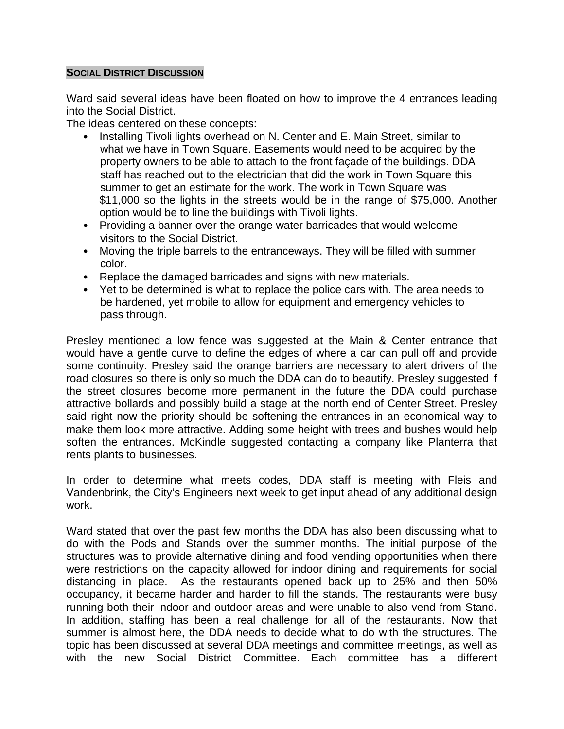**SOCIAL DISTRICT DISCUSSION**

Ward said several ideas have been floated on how to improve the 4 entrances leading into the Social District.
The ideas centered on these concepts:

- Installing Tivoli lights overhead on N. Center and E. Main Street, similar to what we have in Town Square. Easements would need to be acquired by the property owners to be able to attach to the front façade of the buildings. DDA staff has reached out to the electrician that did the work in Town Square this summer to get an estimate for the work. The work in Town Square was $11,000 so the lights in the streets would be in the range of $75,000. Another option would be to line the buildings with Tivoli lights.
- Providing a banner over the orange water barricades that would welcome visitors to the Social District.
- Moving the triple barrels to the entranceways. They will be filled with summer color.
- Replace the damaged barricades and signs with new materials.
- Yet to be determined is what to replace the police cars with. The area needs to be hardened, yet mobile to allow for equipment and emergency vehicles to pass through.

Presley mentioned a low fence was suggested at the Main & Center entrance that would have a gentle curve to define the edges of where a car can pull off and provide some continuity. Presley said the orange barriers are necessary to alert drivers of the road closures so there is only so much the DDA can do to beautify. Presley suggested if the street closures become more permanent in the future the DDA could purchase attractive bollards and possibly build a stage at the north end of Center Street. Presley said right now the priority should be softening the entrances in an economical way to make them look more attractive. Adding some height with trees and bushes would help soften the entrances. McKindle suggested contacting a company like Planterra that rents plants to businesses.

In order to determine what meets codes, DDA staff is meeting with Fleis and Vandenbrink, the City's Engineers next week to get input ahead of any additional design work.

Ward stated that over the past few months the DDA has also been discussing what to do with the Pods and Stands over the summer months. The initial purpose of the structures was to provide alternative dining and food vending opportunities when there were restrictions on the capacity allowed for indoor dining and requirements for social distancing in place. As the restaurants opened back up to 25% and then 50% occupancy, it became harder and harder to fill the stands. The restaurants were busy running both their indoor and outdoor areas and were unable to also vend from Stand. In addition, staffing has been a real challenge for all of the restaurants. Now that summer is almost here, the DDA needs to decide what to do with the structures. The topic has been discussed at several DDA meetings and committee meetings, as well as with the new Social District Committee. Each committee has a different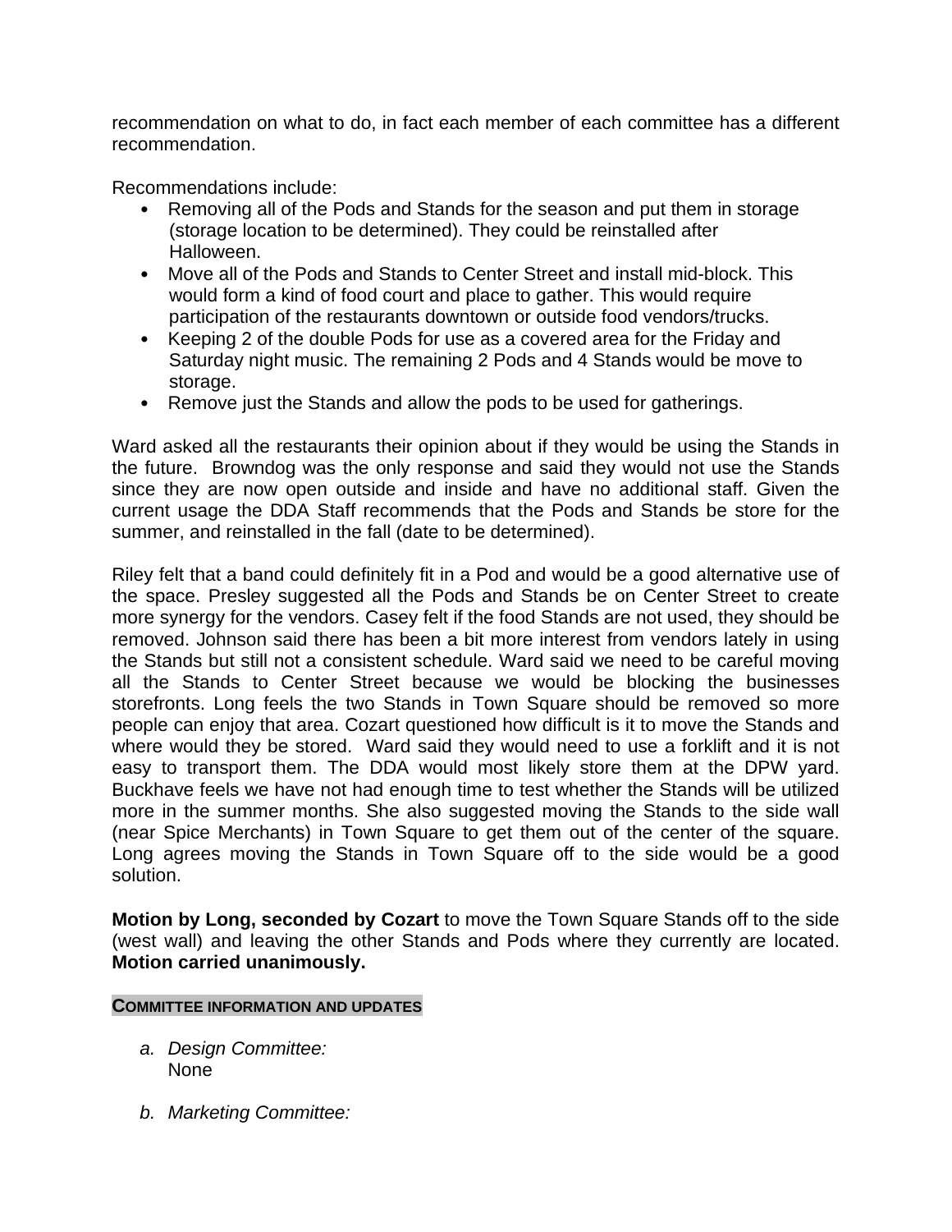recommendation on what to do, in fact each member of each committee has a different recommendation.

Recommendations include:

- Removing all of the Pods and Stands for the season and put them in storage (storage location to be determined). They could be reinstalled after Halloween.
- Move all of the Pods and Stands to Center Street and install mid-block. This would form a kind of food court and place to gather. This would require participation of the restaurants downtown or outside food vendors/trucks.
- Keeping 2 of the double Pods for use as a covered area for the Friday and Saturday night music. The remaining 2 Pods and 4 Stands would be move to storage.
- Remove just the Stands and allow the pods to be used for gatherings.

Ward asked all the restaurants their opinion about if they would be using the Stands in the future. Browndog was the only response and said they would not use the Stands since they are now open outside and inside and have no additional staff. Given the current usage the DDA Staff recommends that the Pods and Stands be store for the summer, and reinstalled in the fall (date to be determined).

Riley felt that a band could definitely fit in a Pod and would be a good alternative use of the space. Presley suggested all the Pods and Stands be on Center Street to create more synergy for the vendors. Casey felt if the food Stands are not used, they should be removed. Johnson said there has been a bit more interest from vendors lately in using the Stands but still not a consistent schedule. Ward said we need to be careful moving all the Stands to Center Street because we would be blocking the businesses storefronts. Long feels the two Stands in Town Square should be removed so more people can enjoy that area. Cozart questioned how difficult is it to move the Stands and where would they be stored. Ward said they would need to use a forklift and it is not easy to transport them. The DDA would most likely store them at the DPW yard. Buckhave feels we have not had enough time to test whether the Stands will be utilized more in the summer months. She also suggested moving the Stands to the side wall (near Spice Merchants) in Town Square to get them out of the center of the square. Long agrees moving the Stands in Town Square off to the side would be a good solution.

**Motion by Long, seconded by Cozart** to move the Town Square Stands off to the side (west wall) and leaving the other Stands and Pods where they currently are located. **Motion carried unanimously.**

## COMMITTEE INFORMATION AND UPDATES

a. *Design Committee:*
   None

b. *Marketing Committee:*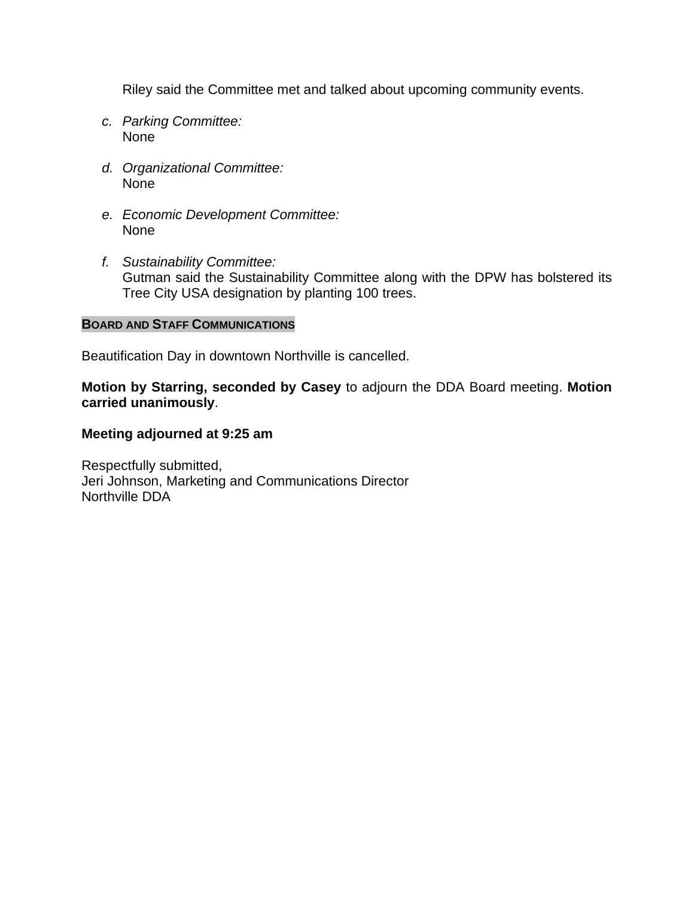Riley said the Committee met and talked about upcoming community events.

c. *Parking Committee:*
   None

d. *Organizational Committee:*
   None

e. *Economic Development Committee:*
   None

f. *Sustainability Committee:*
   Gutman said the Sustainability Committee along with the DPW has bolstered its Tree City USA designation by planting 100 trees.

**BOARD AND STAFF COMMUNICATIONS**

Beautification Day in downtown Northville is cancelled.

**Motion by Starring, seconded by Casey** to adjourn the DDA Board meeting. **Motion carried unanimously**.

**Meeting adjourned at 9:25 am**

Respectfully submitted,
Jeri Johnson, Marketing and Communications Director
Northville DDA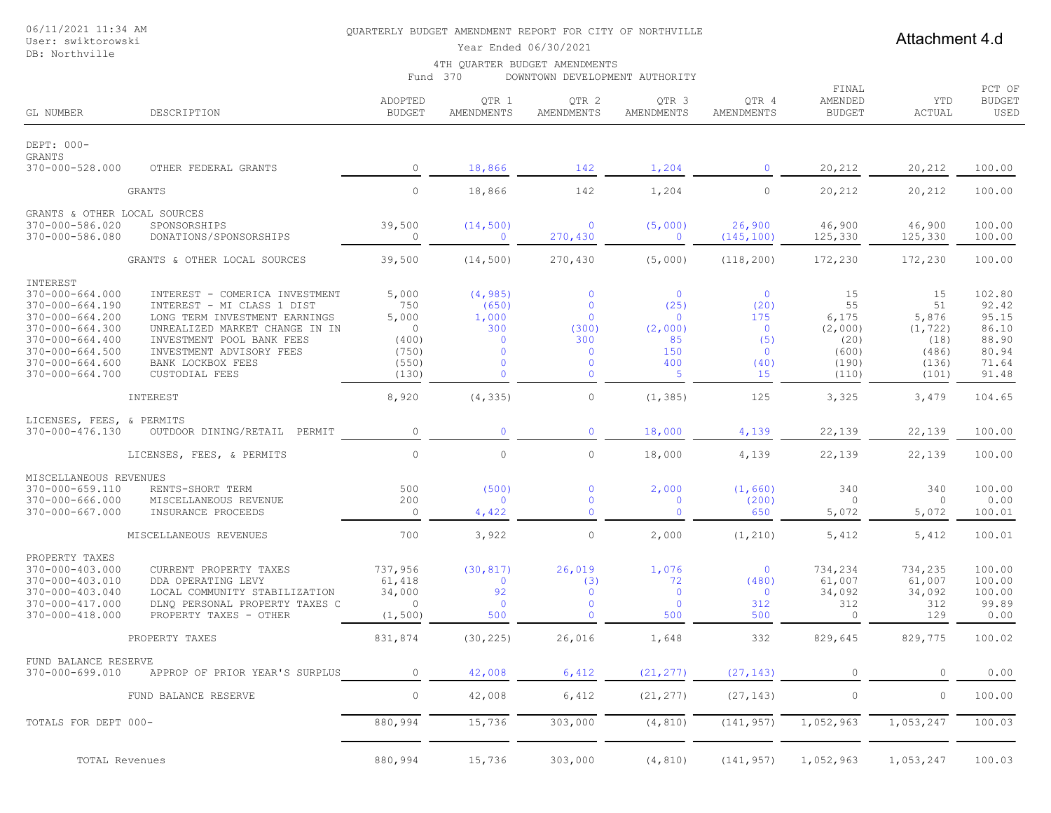06/11/2021 11:34 AM
User: swiktorowski
DB: Northville

QUARTERLY BUDGET AMENDMENT REPORT FOR CITY OF NORTHVILLE
Year Ended 06/30/2021
4TH QUARTER BUDGET AMENDMENTS
Fund 370 DOWNTOWN DEVELOPMENT AUTHORITY

**Attachment 4.d**

| GL NUMBER | DESCRIPTION | ADOPTED BUDGET | QTR 1 AMENDMENTS | QTR 2 AMENDMENTS | QTR 3 AMENDMENTS | QTR 4 AMENDMENTS | FINAL AMENDED BUDGET | YTD ACTUAL | PCT OF BUDGET USED |
|---|---|---|---|---|---|---|---|---|---|
| DEPT: 000- | | | | | | | | | |
| GRANTS | | | | | | | | | |
| 370-000-528.000 | OTHER FEDERAL GRANTS | 0 | 18,866 | 142 | 1,204 | 0 | 20,212 | 20,212 | 100.00 |
| | GRANTS | 0 | 18,866 | 142 | 1,204 | 0 | 20,212 | 20,212 | 100.00 |
| GRANTS & OTHER LOCAL SOURCES | | | | | | | | | |
| 370-000-586.020 | SPONSORSHIPS | 39,500 | (14,500) | 0 | (5,000) | 26,900 | 46,900 | 46,900 | 100.00 |
| 370-000-586.080 | DONATIONS/SPONSORSHIPS | 0 | 0 | 270,430 | 0 | (145,100) | 125,330 | 125,330 | 100.00 |
| | GRANTS & OTHER LOCAL SOURCES | 39,500 | (14,500) | 270,430 | (5,000) | (118,200) | 172,230 | 172,230 | 100.00 |
| INTEREST | | | | | | | | | |
| 370-000-664.000 | INTEREST - COMERICA INVESTMENT | 5,000 | (4,985) | 0 | 0 | 0 | 15 | 15 | 102.80 |
| 370-000-664.190 | INTEREST - MI CLASS 1 DIST | 750 | (650) | 0 | (25) | (20) | 55 | 51 | 92.42 |
| 370-000-664.200 | LONG TERM INVESTMENT EARNINGS | 5,000 | 1,000 | 0 | 0 | 175 | 6,175 | 5,876 | 95.15 |
| 370-000-664.300 | UNREALIZED MARKET CHANGE IN IN | 0 | 300 | (300) | (2,000) | 0 | (2,000) | (1,722) | 86.10 |
| 370-000-664.400 | INVESTMENT POOL BANK FEES | (400) | 0 | 300 | 85 | (5) | (20) | (18) | 88.90 |
| 370-000-664.500 | INVESTMENT ADVISORY FEES | (750) | 0 | 0 | 150 | 0 | (600) | (486) | 80.94 |
| 370-000-664.600 | BANK LOCKBOX FEES | (550) | 0 | 0 | 400 | (40) | (190) | (136) | 71.64 |
| 370-000-664.700 | CUSTODIAL FEES | (130) | 0 | 0 | 5 | 15 | (110) | (101) | 91.48 |
| | INTEREST | 8,920 | (4,335) | 0 | (1,385) | 125 | 3,325 | 3,479 | 104.65 |
| LICENSES, FEES, & PERMITS | | | | | | | | | |
| 370-000-476.130 | OUTDOOR DINING/RETAIL PERMIT | 0 | 0 | 0 | 18,000 | 4,139 | 22,139 | 22,139 | 100.00 |
| | LICENSES, FEES, & PERMITS | 0 | 0 | 0 | 18,000 | 4,139 | 22,139 | 22,139 | 100.00 |
| MISCELLANEOUS REVENUES | | | | | | | | | |
| 370-000-659.110 | RENTS-SHORT TERM | 500 | (500) | 0 | 2,000 | (1,660) | 340 | 340 | 100.00 |
| 370-000-666.000 | MISCELLANEOUS REVENUE | 200 | 0 | 0 | 0 | (200) | 0 | 0 | 0.00 |
| 370-000-667.000 | INSURANCE PROCEEDS | 0 | 4,422 | 0 | 0 | 650 | 5,072 | 5,072 | 100.01 |
| | MISCELLANEOUS REVENUES | 700 | 3,922 | 0 | 2,000 | (1,210) | 5,412 | 5,412 | 100.01 |
| PROPERTY TAXES | | | | | | | | | |
| 370-000-403.000 | CURRENT PROPERTY TAXES | 737,956 | (30,817) | 26,019 | 1,076 | 0 | 734,234 | 734,235 | 100.00 |
| 370-000-403.010 | DDA OPERATING LEVY | 61,418 | 0 | (3) | 72 | (480) | 61,007 | 61,007 | 100.00 |
| 370-000-403.040 | LOCAL COMMUNITY STABILIZATION | 34,000 | 92 | 0 | 0 | 0 | 34,092 | 34,092 | 100.00 |
| 370-000-417.000 | DLNQ PERSONAL PROPERTY TAXES C | 0 | 0 | 0 | 0 | 312 | 312 | 312 | 99.89 |
| 370-000-418.000 | PROPERTY TAXES - OTHER | (1,500) | 500 | 0 | 500 | 500 | 0 | 129 | 0.00 |
| | PROPERTY TAXES | 831,874 | (30,225) | 26,016 | 1,648 | 332 | 829,645 | 829,775 | 100.02 |
| FUND BALANCE RESERVE | | | | | | | | | |
| 370-000-699.010 | APPROP OF PRIOR YEAR'S SURPLUS | 0 | 42,008 | 6,412 | (21,277) | (27,143) | 0 | 0 | 0.00 |
| | FUND BALANCE RESERVE | 0 | 42,008 | 6,412 | (21,277) | (27,143) | 0 | 0 | 100.00 |
| TOTALS FOR DEPT 000- | | 880,994 | 15,736 | 303,000 | (4,810) | (141,957) | 1,052,963 | 1,053,247 | 100.03 |
| TOTAL Revenues | | 880,994 | 15,736 | 303,000 | (4,810) | (141,957) | 1,052,963 | 1,053,247 | 100.03 |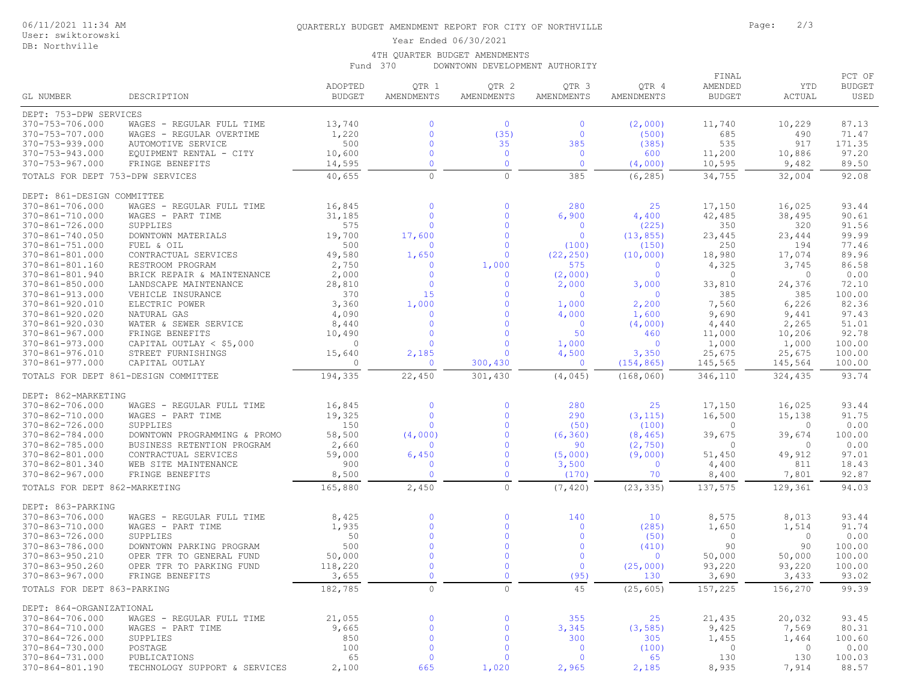QUARTERLY BUDGET AMENDMENT REPORT FOR CITY OF NORTHVILLE

Year Ended 06/30/2021

4TH QUARTER BUDGET AMENDMENTS

Fund 370 DOWNTOWN DEVELOPMENT AUTHORITY

06/11/2021 11:34 AM
User: swiktorowski
DB: Northville

| GL NUMBER | DESCRIPTION | ADOPTED BUDGET | QTR 1 AMENDMENTS | QTR 2 AMENDMENTS | QTR 3 AMENDMENTS | QTR 4 AMENDMENTS | FINAL AMENDED BUDGET | YTD ACTUAL | PCT OF BUDGET USED |
|---|---|---|---|---|---|---|---|---|---|
| DEPT: 753-DPW SERVICES | | | | | | | | | |
| 370-753-706.000 | WAGES - REGULAR FULL TIME | 13,740 | 0 | 0 | 0 | (2,000) | 11,740 | 10,229 | 87.13 |
| 370-753-707.000 | WAGES - REGULAR OVERTIME | 1,220 | 0 | (35) | 0 | (500) | 685 | 490 | 71.47 |
| 370-753-939.000 | AUTOMOTIVE SERVICE | 500 | 0 | 35 | 385 | (385) | 535 | 917 | 171.35 |
| 370-753-943.000 | EQUIPMENT RENTAL - CITY | 10,600 | 0 | 0 | 0 | 600 | 11,200 | 10,886 | 97.20 |
| 370-753-967.000 | FRINGE BENEFITS | 14,595 | 0 | 0 | 0 | (4,000) | 10,595 | 9,482 | 89.50 |
| TOTALS FOR DEPT 753-DPW SERVICES | | 40,655 | 0 | 0 | 385 | (6,285) | 34,755 | 32,004 | 92.08 |
| DEPT: 861-DESIGN COMMITTEE | | | | | | | | | |
| 370-861-706.000 | WAGES - REGULAR FULL TIME | 16,845 | 0 | 0 | 280 | 25 | 17,150 | 16,025 | 93.44 |
| 370-861-710.000 | WAGES - PART TIME | 31,185 | 0 | 0 | 6,900 | 4,400 | 42,485 | 38,495 | 90.61 |
| 370-861-726.000 | SUPPLIES | 575 | 0 | 0 | 0 | (225) | 350 | 320 | 91.56 |
| 370-861-740.050 | DOWNTOWN MATERIALS | 19,700 | 17,600 | 0 | 0 | (13,855) | 23,445 | 23,444 | 99.99 |
| 370-861-751.000 | FUEL & OIL | 500 | 0 | 0 | (100) | (150) | 250 | 194 | 77.46 |
| 370-861-801.000 | CONTRACTUAL SERVICES | 49,580 | 1,650 | 0 | (22,250) | (10,000) | 18,980 | 17,074 | 89.96 |
| 370-861-801.160 | RESTROOM PROGRAM | 2,750 | 0 | 1,000 | 575 | 0 | 4,325 | 3,745 | 86.58 |
| 370-861-801.940 | BRICK REPAIR & MAINTENANCE | 2,000 | 0 | 0 | (2,000) | 0 | 0 | 0 | 0.00 |
| 370-861-850.000 | LANDSCAPE MAINTENANCE | 28,810 | 0 | 0 | 2,000 | 3,000 | 33,810 | 24,376 | 72.10 |
| 370-861-913.000 | VEHICLE INSURANCE | 370 | 15 | 0 | 0 | 0 | 385 | 385 | 100.00 |
| 370-861-920.010 | ELECTRIC POWER | 3,360 | 1,000 | 0 | 1,000 | 2,200 | 7,560 | 6,226 | 82.36 |
| 370-861-920.020 | NATURAL GAS | 4,090 | 0 | 0 | 4,000 | 1,600 | 9,690 | 9,441 | 97.43 |
| 370-861-920.030 | WATER & SEWER SERVICE | 8,440 | 0 | 0 | 0 | (4,000) | 4,440 | 2,265 | 51.01 |
| 370-861-967.000 | FRINGE BENEFITS | 10,490 | 0 | 0 | 50 | 460 | 11,000 | 10,206 | 92.78 |
| 370-861-973.000 | CAPITAL OUTLAY < $5,000 | 0 | 0 | 0 | 1,000 | 0 | 1,000 | 1,000 | 100.00 |
| 370-861-976.010 | STREET FURNISHINGS | 15,640 | 2,185 | 0 | 4,500 | 3,350 | 25,675 | 25,675 | 100.00 |
| 370-861-977.000 | CAPITAL OUTLAY | 0 | 0 | 300,430 | 0 | (154,865) | 145,565 | 145,564 | 100.00 |
| TOTALS FOR DEPT 861-DESIGN COMMITTEE | | 194,335 | 22,450 | 301,430 | (4,045) | (168,060) | 346,110 | 324,435 | 93.74 |
| DEPT: 862-MARKETING | | | | | | | | | |
| 370-862-706.000 | WAGES - REGULAR FULL TIME | 16,845 | 0 | 0 | 280 | 25 | 17,150 | 16,025 | 93.44 |
| 370-862-710.000 | WAGES - PART TIME | 19,325 | 0 | 0 | 290 | (3,115) | 16,500 | 15,138 | 91.75 |
| 370-862-726.000 | SUPPLIES | 150 | 0 | 0 | (50) | (100) | 0 | 0 | 0.00 |
| 370-862-784.000 | DOWNTOWN PROGRAMMING & PROMO | 58,500 | (4,000) | 0 | (6,360) | (8,465) | 39,675 | 39,674 | 100.00 |
| 370-862-785.000 | BUSINESS RETENTION PROGRAM | 2,660 | 0 | 0 | 90 | (2,750) | 0 | 0 | 0.00 |
| 370-862-801.000 | CONTRACTUAL SERVICES | 59,000 | 6,450 | 0 | (5,000) | (9,000) | 51,450 | 49,912 | 97.01 |
| 370-862-801.340 | WEB SITE MAINTENANCE | 900 | 0 | 0 | 3,500 | 0 | 4,400 | 811 | 18.43 |
| 370-862-967.000 | FRINGE BENEFITS | 8,500 | 0 | 0 | (170) | 70 | 8,400 | 7,801 | 92.87 |
| TOTALS FOR DEPT 862-MARKETING | | 165,880 | 2,450 | 0 | (7,420) | (23,335) | 137,575 | 129,361 | 94.03 |
| DEPT: 863-PARKING | | | | | | | | | |
| 370-863-706.000 | WAGES - REGULAR FULL TIME | 8,425 | 0 | 0 | 140 | 10 | 8,575 | 8,013 | 93.44 |
| 370-863-710.000 | WAGES - PART TIME | 1,935 | 0 | 0 | 0 | (285) | 1,650 | 1,514 | 91.74 |
| 370-863-726.000 | SUPPLIES | 50 | 0 | 0 | 0 | (50) | 0 | 0 | 0.00 |
| 370-863-786.000 | DOWNTOWN PARKING PROGRAM | 500 | 0 | 0 | 0 | (410) | 90 | 90 | 100.00 |
| 370-863-950.210 | OPER TFR TO GENERAL FUND | 50,000 | 0 | 0 | 0 | 0 | 50,000 | 50,000 | 100.00 |
| 370-863-950.260 | OPER TFR TO PARKING FUND | 118,220 | 0 | 0 | 0 | (25,000) | 93,220 | 93,220 | 100.00 |
| 370-863-967.000 | FRINGE BENEFITS | 3,655 | 0 | 0 | (95) | 130 | 3,690 | 3,433 | 93.02 |
| TOTALS FOR DEPT 863-PARKING | | 182,785 | 0 | 0 | 45 | (25,605) | 157,225 | 156,270 | 99.39 |
| DEPT: 864-ORGANIZATIONAL | | | | | | | | | |
| 370-864-706.000 | WAGES - REGULAR FULL TIME | 21,055 | 0 | 0 | 355 | 25 | 21,435 | 20,032 | 93.45 |
| 370-864-710.000 | WAGES - PART TIME | 9,665 | 0 | 0 | 3,345 | (3,585) | 9,425 | 7,569 | 80.31 |
| 370-864-726.000 | SUPPLIES | 850 | 0 | 0 | 300 | 305 | 1,455 | 1,464 | 100.60 |
| 370-864-730.000 | POSTAGE | 100 | 0 | 0 | 0 | (100) | 0 | 0 | 0.00 |
| 370-864-731.000 | PUBLICATIONS | 65 | 0 | 0 | 0 | 65 | 130 | 130 | 100.03 |
| 370-864-801.190 | TECHNOLOGY SUPPORT & SERVICES | 2,100 | 665 | 1,020 | 2,965 | 2,185 | 8,935 | 7,914 | 88.57 |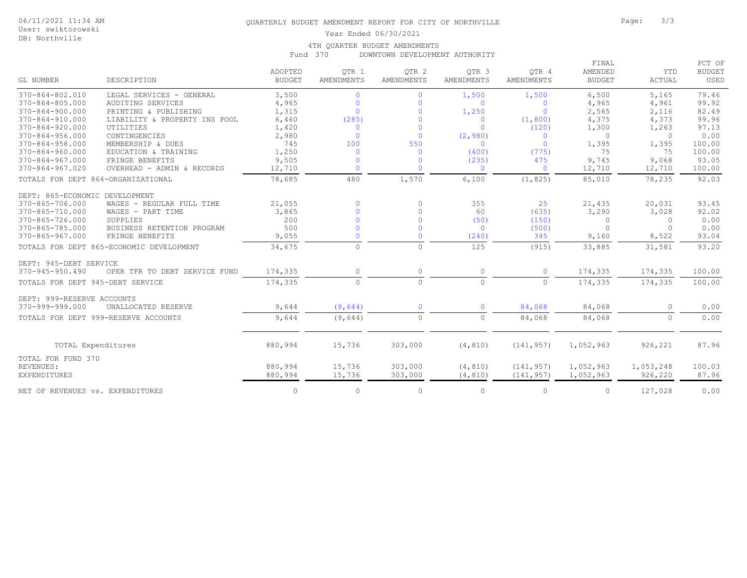# QUARTERLY BUDGET AMENDMENT REPORT FOR CITY OF NORTHVILLE

Year Ended 06/30/2021

4TH QUARTER BUDGET AMENDMENTS

Fund 370 DOWNTOWN DEVELOPMENT AUTHORITY

| GL NUMBER | DESCRIPTION | ADOPTED BUDGET | QTR 1 AMENDMENTS | QTR 2 AMENDMENTS | QTR 3 AMENDMENTS | QTR 4 AMENDMENTS | FINAL AMENDED BUDGET | YTD ACTUAL | PCT OF BUDGET USED |
|---|---|---|---|---|---|---|---|---|---|
| 370-864-802.010 | LEGAL SERVICES - GENERAL | 3,500 | 0 | 0 | 1,500 | 1,500 | 6,500 | 5,165 | 79.46 |
| 370-864-805.000 | AUDITING SERVICES | 4,965 | 0 | 0 | 0 | 0 | 4,965 | 4,961 | 99.92 |
| 370-864-900.000 | PRINTING & PUBLISHING | 1,315 | 0 | 0 | 1,250 | 0 | 2,565 | 2,116 | 82.49 |
| 370-864-910.000 | LIABILITY & PROPERTY INS POOL | 6,460 | (285) | 0 | 0 | (1,800) | 4,375 | 4,373 | 99.96 |
| 370-864-920.000 | UTILITIES | 1,420 | 0 | 0 | 0 | (120) | 1,300 | 1,263 | 97.13 |
| 370-864-956.000 | CONTINGENCIES | 2,980 | 0 | 0 | (2,980) | 0 | 0 | 0 | 0.00 |
| 370-864-958.000 | MEMBERSHIP & DUES | 745 | 100 | 550 | 0 | 0 | 1,395 | 1,395 | 100.00 |
| 370-864-960.000 | EDUCATION & TRAINING | 1,250 | 0 | 0 | (400) | (775) | 75 | 75 | 100.00 |
| 370-864-967.000 | FRINGE BENEFITS | 9,505 | 0 | 0 | (235) | 475 | 9,745 | 9,068 | 93.05 |
| 370-864-967.020 | OVERHEAD - ADMIN & RECORDS | 12,710 | 0 | 0 | 0 | 0 | 12,710 | 12,710 | 100.00 |
| TOTALS FOR DEPT 864-ORGANIZATIONAL | | 78,685 | 480 | 1,570 | 6,100 | (1,825) | 85,010 | 78,235 | 92.03 |
| DEPT: 865-ECONOMIC DEVELOPMENT | | | | | | | | | |
| 370-865-706.000 | WAGES - REGULAR FULL TIME | 21,055 | 0 | 0 | 355 | 25 | 21,435 | 20,031 | 93.45 |
| 370-865-710.000 | WAGES - PART TIME | 3,865 | 0 | 0 | 60 | (635) | 3,290 | 3,028 | 92.02 |
| 370-865-726.000 | SUPPLIES | 200 | 0 | 0 | (50) | (150) | 0 | 0 | 0.00 |
| 370-865-785.000 | BUSINESS RETENTION PROGRAM | 500 | 0 | 0 | 0 | (500) | 0 | 0 | 0.00 |
| 370-865-967.000 | FRINGE BENEFITS | 9,055 | 0 | 0 | (240) | 345 | 9,160 | 8,522 | 93.04 |
| TOTALS FOR DEPT 865-ECONOMIC DEVELOPMENT | | 34,675 | 0 | 0 | 125 | (915) | 33,885 | 31,581 | 93.20 |
| DEPT: 945-DEBT SERVICE | | | | | | | | | |
| 370-945-950.490 | OPER TFR TO DEBT SERVICE FUND | 174,335 | 0 | 0 | 0 | 0 | 174,335 | 174,335 | 100.00 |
| TOTALS FOR DEPT 945-DEBT SERVICE | | 174,335 | 0 | 0 | 0 | 0 | 174,335 | 174,335 | 100.00 |
| DEPT: 999-RESERVE ACCOUNTS | | | | | | | | | |
| 370-999-999.000 | UNALLOCATED RESERVE | 9,644 | (9,644) | 0 | 0 | 84,068 | 84,068 | 0 | 0.00 |
| TOTALS FOR DEPT 999-RESERVE ACCOUNTS | | 9,644 | (9,644) | 0 | 0 | 84,068 | 84,068 | 0 | 0.00 |
| TOTAL Expenditures | | 880,994 | 15,736 | 303,000 | (4,810) | (141,957) | 1,052,963 | 926,221 | 87.96 |
| TOTAL FOR FUND 370 | | | | | | | | | |
| REVENUES: | | 880,994 | 15,736 | 303,000 | (4,810) | (141,957) | 1,052,963 | 1,053,248 | 100.03 |
| EXPENDITURES | | 880,994 | 15,736 | 303,000 | (4,810) | (141,957) | 1,052,963 | 926,220 | 87.96 |
| NET OF REVENUES vs. EXPENDITURES | | 0 | 0 | 0 | 0 | 0 | 0 | 127,028 | 0.00 |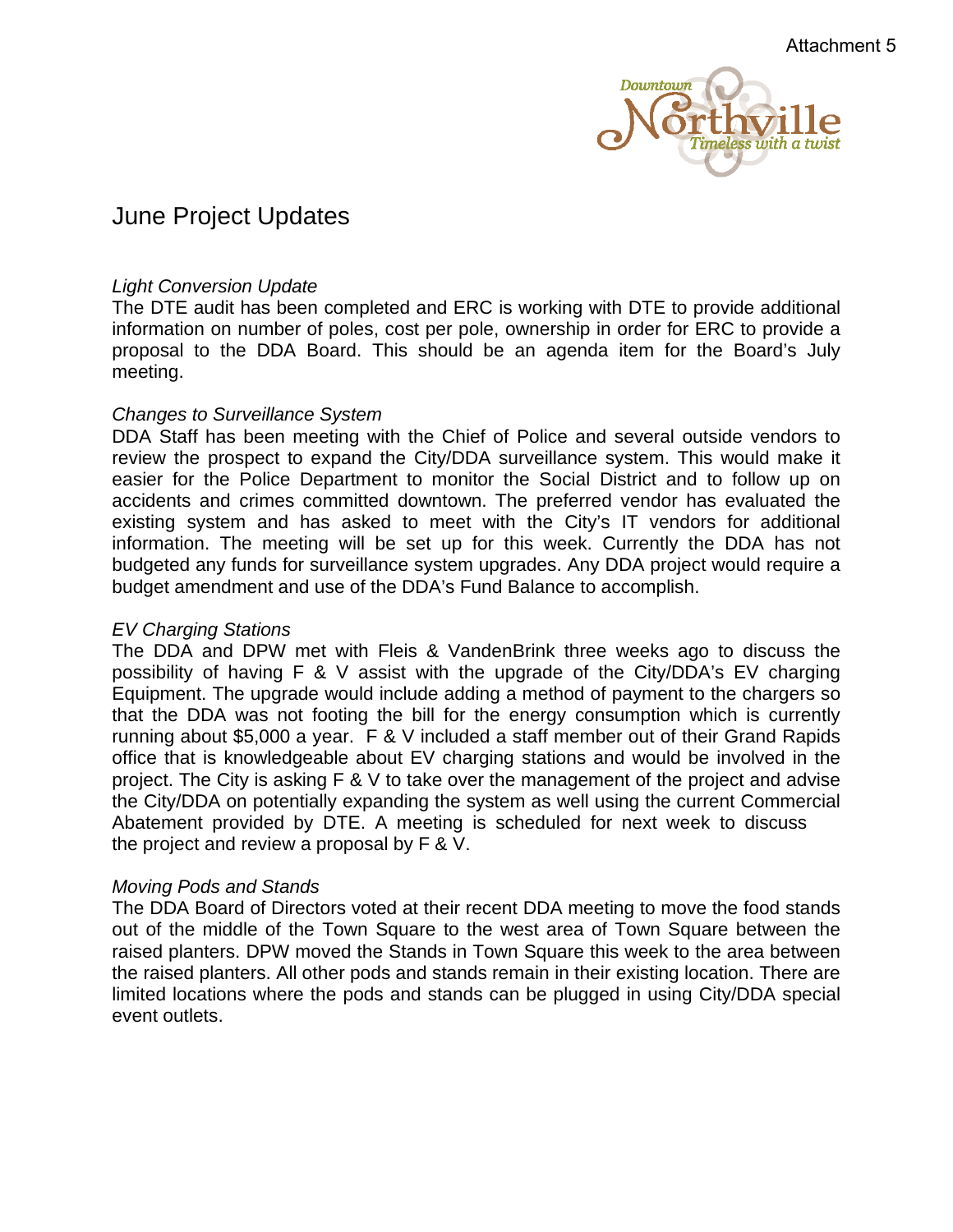Attachment 5

Downtown Northville
Timeless with a twist

# June Project Updates

*Light Conversion Update*
The DTE audit has been completed and ERC is working with DTE to provide additional information on number of poles, cost per pole, ownership in order for ERC to provide a proposal to the DDA Board. This should be an agenda item for the Board's July meeting.

*Changes to Surveillance System*
DDA Staff has been meeting with the Chief of Police and several outside vendors to review the prospect to expand the City/DDA surveillance system. This would make it easier for the Police Department to monitor the Social District and to follow up on accidents and crimes committed downtown. The preferred vendor has evaluated the existing system and has asked to meet with the City's IT vendors for additional information. The meeting will be set up for this week. Currently the DDA has not budgeted any funds for surveillance system upgrades. Any DDA project would require a budget amendment and use of the DDA's Fund Balance to accomplish.

*EV Charging Stations*
The DDA and DPW met with Fleis & VandenBrink three weeks ago to discuss the possibility of having F & V assist with the upgrade of the City/DDA's EV charging Equipment. The upgrade would include adding a method of payment to the chargers so that the DDA was not footing the bill for the energy consumption which is currently running about $5,000 a year. F & V included a staff member out of their Grand Rapids office that is knowledgeable about EV charging stations and would be involved in the project. The City is asking F & V to take over the management of the project and advise the City/DDA on potentially expanding the system as well using the current Commercial Abatement provided by DTE. A meeting is scheduled for next week to discuss the project and review a proposal by F & V.

*Moving Pods and Stands*
The DDA Board of Directors voted at their recent DDA meeting to move the food stands out of the middle of the Town Square to the west area of Town Square between the raised planters. DPW moved the Stands in Town Square this week to the area between the raised planters. All other pods and stands remain in their existing location. There are limited locations where the pods and stands can be plugged in using City/DDA special event outlets.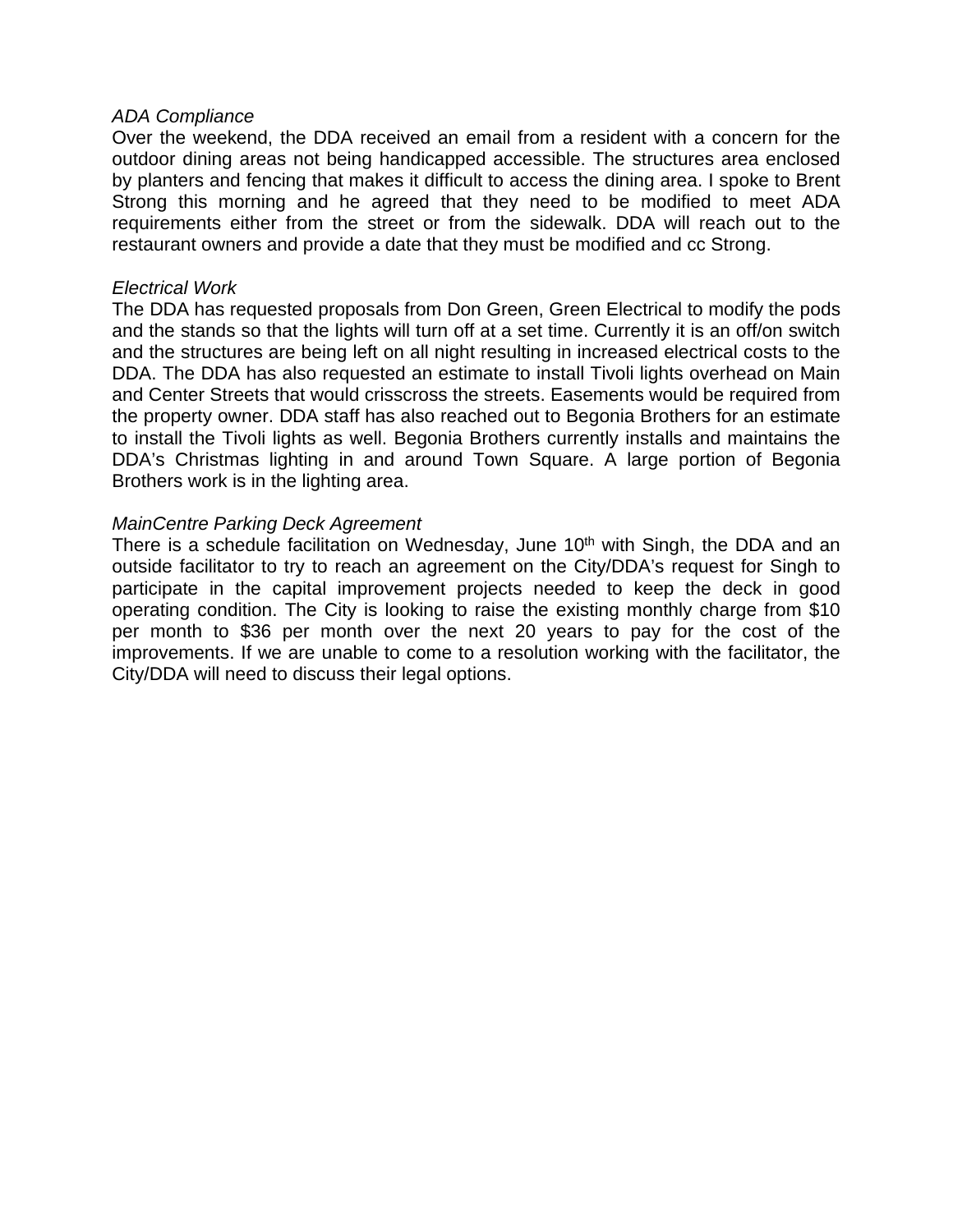*ADA Compliance*

Over the weekend, the DDA received an email from a resident with a concern for the outdoor dining areas not being handicapped accessible. The structures area enclosed by planters and fencing that makes it difficult to access the dining area. I spoke to Brent Strong this morning and he agreed that they need to be modified to meet ADA requirements either from the street or from the sidewalk. DDA will reach out to the restaurant owners and provide a date that they must be modified and cc Strong.

*Electrical Work*

The DDA has requested proposals from Don Green, Green Electrical to modify the pods and the stands so that the lights will turn off at a set time. Currently it is an off/on switch and the structures are being left on all night resulting in increased electrical costs to the DDA. The DDA has also requested an estimate to install Tivoli lights overhead on Main and Center Streets that would crisscross the streets. Easements would be required from the property owner. DDA staff has also reached out to Begonia Brothers for an estimate to install the Tivoli lights as well. Begonia Brothers currently installs and maintains the DDA's Christmas lighting in and around Town Square. A large portion of Begonia Brothers work is in the lighting area.

*MainCentre Parking Deck Agreement*

There is a schedule facilitation on Wednesday, June 10th with Singh, the DDA and an outside facilitator to try to reach an agreement on the City/DDA's request for Singh to participate in the capital improvement projects needed to keep the deck in good operating condition. The City is looking to raise the existing monthly charge from $10 per month to $36 per month over the next 20 years to pay for the cost of the improvements. If we are unable to come to a resolution working with the facilitator, the City/DDA will need to discuss their legal options.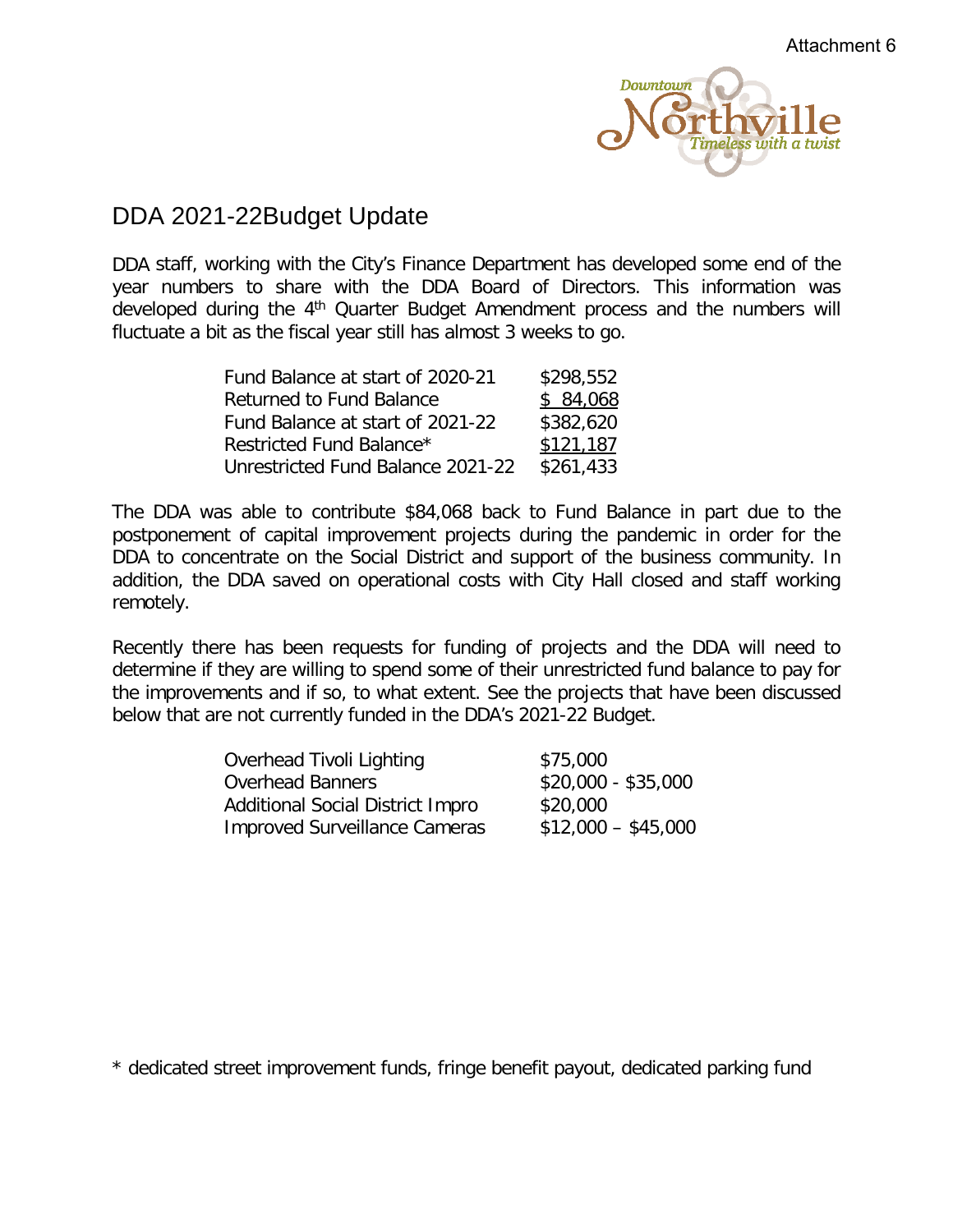Attachment 6

Downtown Northville
Timeless with a twist

# DDA 2021-22Budget Update

DDA staff, working with the City's Finance Department has developed some end of the year numbers to share with the DDA Board of Directors. This information was developed during the 4th Quarter Budget Amendment process and the numbers will fluctuate a bit as the fiscal year still has almost 3 weeks to go.

| | |
|---|---|
| Fund Balance at start of 2020-21 | $298,552 |
| Returned to Fund Balance | $ 84,068 |
| Fund Balance at start of 2021-22 | $382,620 |
| Restricted Fund Balance* | $121,187 |
| Unrestricted Fund Balance 2021-22 | $261,433 |

The DDA was able to contribute $84,068 back to Fund Balance in part due to the postponement of capital improvement projects during the pandemic in order for the DDA to concentrate on the Social District and support of the business community. In addition, the DDA saved on operational costs with City Hall closed and staff working remotely.

Recently there has been requests for funding of projects and the DDA will need to determine if they are willing to spend some of their unrestricted fund balance to pay for the improvements and if so, to what extent. See the projects that have been discussed below that are not currently funded in the DDA's 2021-22 Budget.

| | |
|---|---|
| Overhead Tivoli Lighting | $75,000 |
| Overhead Banners | $20,000 - $35,000 |
| Additional Social District Impro | $20,000 |
| Improved Surveillance Cameras | $12,000 – $45,000 |

* dedicated street improvement funds, fringe benefit payout, dedicated parking fund